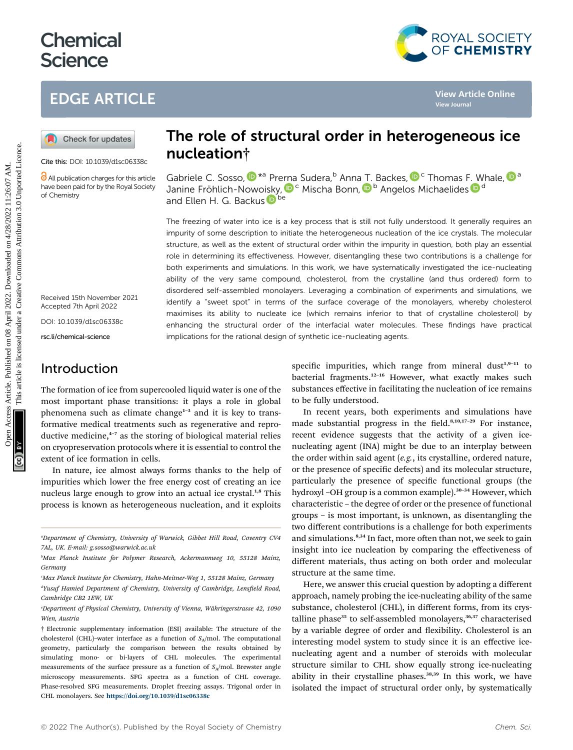# Chemical Science

## EDGE ARTICLE

Cite this: DOI: 10.1039/d1sc06338c

All publication charges for this article have been paid for by the Royal Society of Chemistry

Received 15th November 2021
Accepted 7th April 2022

DOI: 10.1039/d1sc06338c

rsc.li/chemical-science

# The role of structural order in heterogeneous ice nucleation†

Gabriele C. Sosso, *[a] Prerna Sudera,[b] Anna T. Backes,[c] Thomas F. Whale,[a] Janine Fröhlich-Nowoisky,[c] Mischa Bonn,[b] Angelos Michaelides[d] and Ellen H. G. Backus[be]

The freezing of water into ice is a key process that is still not fully understood. It generally requires an impurity of some description to initiate the heterogeneous nucleation of the ice crystals. The molecular structure, as well as the extent of structural order within the impurity in question, both play an essential role in determining its effectiveness. However, disentangling these two contributions is a challenge for both experiments and simulations. In this work, we have systematically investigated the ice-nucleating ability of the very same compound, cholesterol, from the crystalline (and thus ordered) form to disordered self-assembled monolayers. Leveraging a combination of experiments and simulations, we identify a "sweet spot" in terms of the surface coverage of the monolayers, whereby cholesterol maximises its ability to nucleate ice (which remains inferior to that of crystalline cholesterol) by enhancing the structural order of the interfacial water molecules. These findings have practical implications for the rational design of synthetic ice-nucleating agents.

## Introduction

The formation of ice from supercooled liquid water is one of the most important phase transitions: it plays a role in global phenomena such as climate change[1–3] and it is key to transformative medical treatments such as regenerative and reproductive medicine,[4–7] as the storing of biological material relies on cryopreservation protocols where it is essential to control the extent of ice formation in cells.

In nature, ice almost always forms thanks to the help of impurities which lower the free energy cost of creating an ice nucleus large enough to grow into an actual ice crystal.[1,8] This process is known as heterogeneous nucleation, and it exploits specific impurities, which range from mineral dust[1,9–11] to bacterial fragments.[12–16] However, what exactly makes such substances effective in facilitating the nucleation of ice remains to be fully understood.

In recent years, both experiments and simulations have made substantial progress in the field.[8,10,17–29] For instance, recent evidence suggests that the activity of a given ice-nucleating agent (INA) might be due to an interplay between the order within said agent (*e.g.*, its crystalline, ordered nature, or the presence of specific defects) and its molecular structure, particularly the presence of specific functional groups (the hydroxyl –OH group is a common example).[30–34] However, which characteristic – the degree of order or the presence of functional groups – is most important, is unknown, as disentangling the two different contributions is a challenge for both experiments and simulations.[8,34] In fact, more often than not, we seek to gain insight into ice nucleation by comparing the effectiveness of different materials, thus acting on both order and molecular structure at the same time.

Here, we answer this crucial question by adopting a different approach, namely probing the ice-nucleating ability of the same substance, cholesterol (CHL), in different forms, from its crystalline phase[35] to self-assembled monolayers,[36,37] characterised by a variable degree of order and flexibility. Cholesterol is an interesting model system to study since it is an effective ice-nucleating agent and a number of steroids with molecular structure similar to CHL show equally strong ice-nucleating ability in their crystalline phases.[38,39] In this work, we have isolated the impact of structural order only, by systematically

---

[a] Department of Chemistry, University of Warwick, Gibbet Hill Road, Coventry CV4 7AL, UK. E-mail: g.sosso@warwick.ac.uk

[b] Max Planck Institute for Polymer Research, Ackermannweg 10, 55128 Mainz, Germany

[c] Max Planck Institute for Chemistry, Hahn-Meitner-Weg 1, 55128 Mainz, Germany

[d] Yusuf Hamied Department of Chemistry, University of Cambridge, Lensfield Road, Cambridge CB2 1EW, UK

[e] Department of Physical Chemistry, University of Vienna, Währingerstrasse 42, 1090 Wien, Austria

† Electronic supplementary information (ESI) available: The structure of the cholesterol (CHL)–water interface as a function of $S_A$/mol. The computational geometry, particularly the comparison between the results obtained by simulating mono- or bi-layers of CHL molecules. The experimental measurements of the surface pressure as a function of $S_A$/mol. Brewster angle microscopy measurements. SFG spectra as a function of CHL coverage. Phase-resolved SFG measurements. Droplet freezing assays. Trigonal order in CHL monolayers. See https://doi.org/10.1039/d1sc06338c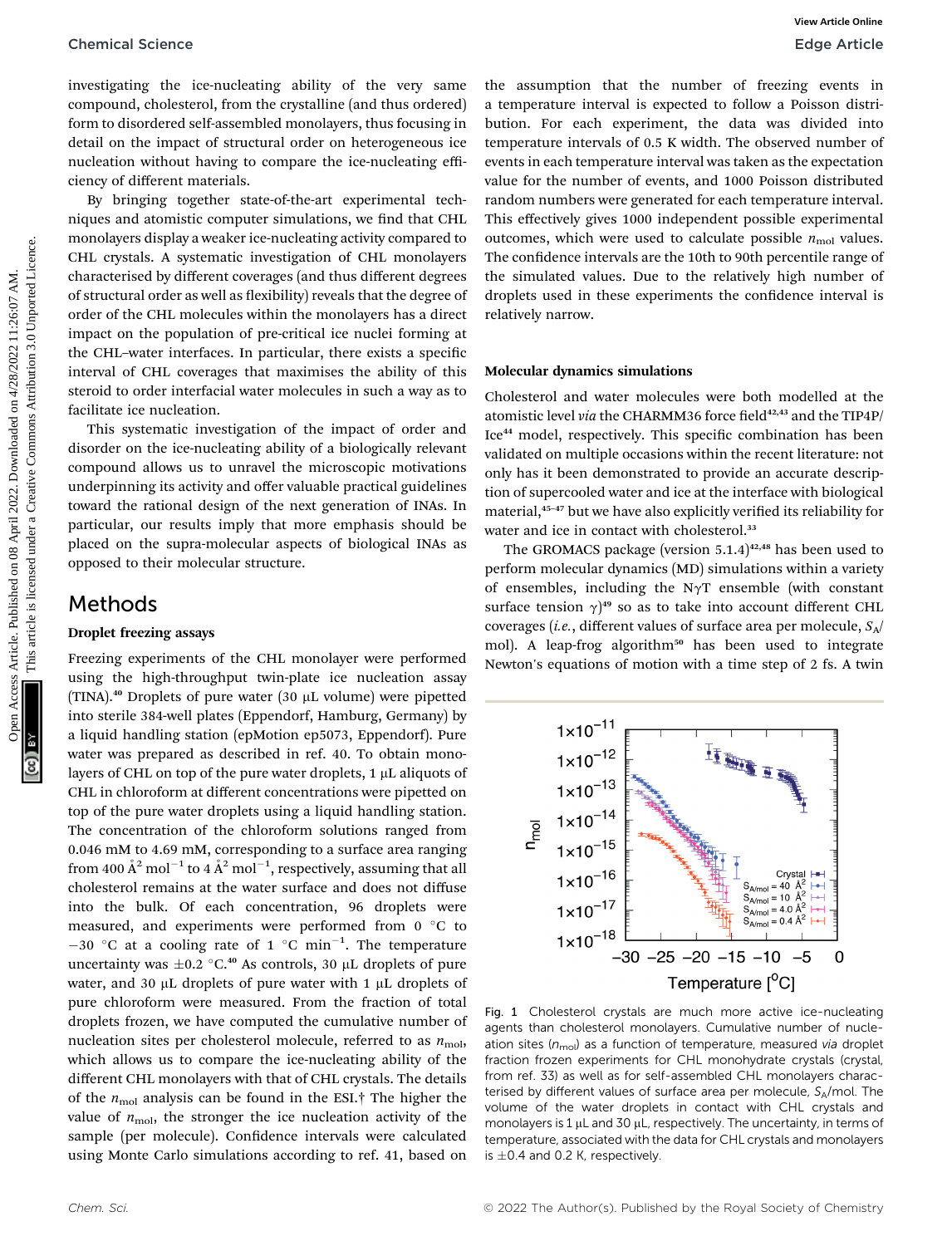investigating the ice-nucleating ability of the very same compound, cholesterol, from the crystalline (and thus ordered) form to disordered self-assembled monolayers, thus focusing in detail on the impact of structural order on heterogeneous ice nucleation without having to compare the ice-nucleating efficiency of different materials.

By bringing together state-of-the-art experimental techniques and atomistic computer simulations, we find that CHL monolayers display a weaker ice-nucleating activity compared to CHL crystals. A systematic investigation of CHL monolayers characterised by different coverages (and thus different degrees of structural order as well as flexibility) reveals that the degree of order of the CHL molecules within the monolayers has a direct impact on the population of pre-critical ice nuclei forming at the CHL–water interfaces. In particular, there exists a specific interval of CHL coverages that maximises the ability of this steroid to order interfacial water molecules in such a way as to facilitate ice nucleation.

This systematic investigation of the impact of order and disorder on the ice-nucleating ability of a biologically relevant compound allows us to unravel the microscopic motivations underpinning its activity and offer valuable practical guidelines toward the rational design of the next generation of INAs. In particular, our results imply that more emphasis should be placed on the supra-molecular aspects of biological INAs as opposed to their molecular structure.

## Methods

### Droplet freezing assays

Freezing experiments of the CHL monolayer were performed using the high-throughput twin-plate ice nucleation assay (TINA).[40] Droplets of pure water (30 µL volume) were pipetted into sterile 384-well plates (Eppendorf, Hamburg, Germany) by a liquid handling station (epMotion ep5073, Eppendorf). Pure water was prepared as described in ref. 40. To obtain monolayers of CHL on top of the pure water droplets, 1 µL aliquots of CHL in chloroform at different concentrations were pipetted on top of the pure water droplets using a liquid handling station. The concentration of the chloroform solutions ranged from 0.046 mM to 4.69 mM, corresponding to a surface area ranging from 400 Å$^2$ mol$^{-1}$ to 4 Å$^2$ mol$^{-1}$, respectively, assuming that all cholesterol remains at the water surface and does not diffuse into the bulk. Of each concentration, 96 droplets were measured, and experiments were performed from 0 °C to −30 °C at a cooling rate of 1 °C min$^{-1}$. The temperature uncertainty was ±0.2 °C.[40] As controls, 30 µL droplets of pure water, and 30 µL droplets of pure water with 1 µL droplets of pure chloroform were measured. From the fraction of total droplets frozen, we have computed the cumulative number of nucleation sites per cholesterol molecule, referred to as $n_{mol}$, which allows us to compare the ice-nucleating ability of the different CHL monolayers with that of CHL crystals. The details of the $n_{mol}$ analysis can be found in the ESI.† The higher the value of $n_{mol}$, the stronger the ice nucleation activity of the sample (per molecule). Confidence intervals were calculated using Monte Carlo simulations according to ref. 41, based on the assumption that the number of freezing events in a temperature interval is expected to follow a Poisson distribution. For each experiment, the data was divided into temperature intervals of 0.5 K width. The observed number of events in each temperature interval was taken as the expectation value for the number of events, and 1000 Poisson distributed random numbers were generated for each temperature interval. This effectively gives 1000 independent possible experimental outcomes, which were used to calculate possible $n_{mol}$ values. The confidence intervals are the 10th to 90th percentile range of the simulated values. Due to the relatively high number of droplets used in these experiments the confidence interval is relatively narrow.

### Molecular dynamics simulations

Cholesterol and water molecules were both modelled at the atomistic level *via* the CHARMM36 force field[42,43] and the TIP4P/Ice[44] model, respectively. This specific combination has been validated on multiple occasions within the recent literature: not only has it been demonstrated to provide an accurate description of supercooled water and ice at the interface with biological material,[45–47] but we have also explicitly verified its reliability for water and ice in contact with cholesterol.[33]

The GROMACS package (version 5.1.4)[42,48] has been used to perform molecular dynamics (MD) simulations within a variety of ensembles, including the N$\gamma$T ensemble (with constant surface tension $\gamma$)[49] so as to take into account different CHL coverages (*i.e.*, different values of surface area per molecule, $S_A$/mol). A leap-frog algorithm[50] has been used to integrate Newton's equations of motion with a time step of 2 fs. A twin

Fig. 1 Cholesterol crystals are much more active ice-nucleating agents than cholesterol monolayers. Cumulative number of nucleation sites ($n_{mol}$) as a function of temperature, measured *via* droplet fraction frozen experiments for CHL monohydrate crystals (crystal, from ref. 33) as well as for self-assembled CHL monolayers characterised by different values of surface area per molecule, $S_A$/mol. The volume of the water droplets in contact with CHL crystals and monolayers is 1 µL and 30 µL, respectively. The uncertainty, in terms of temperature, associated with the data for CHL crystals and monolayers is ±0.4 and 0.2 K, respectively.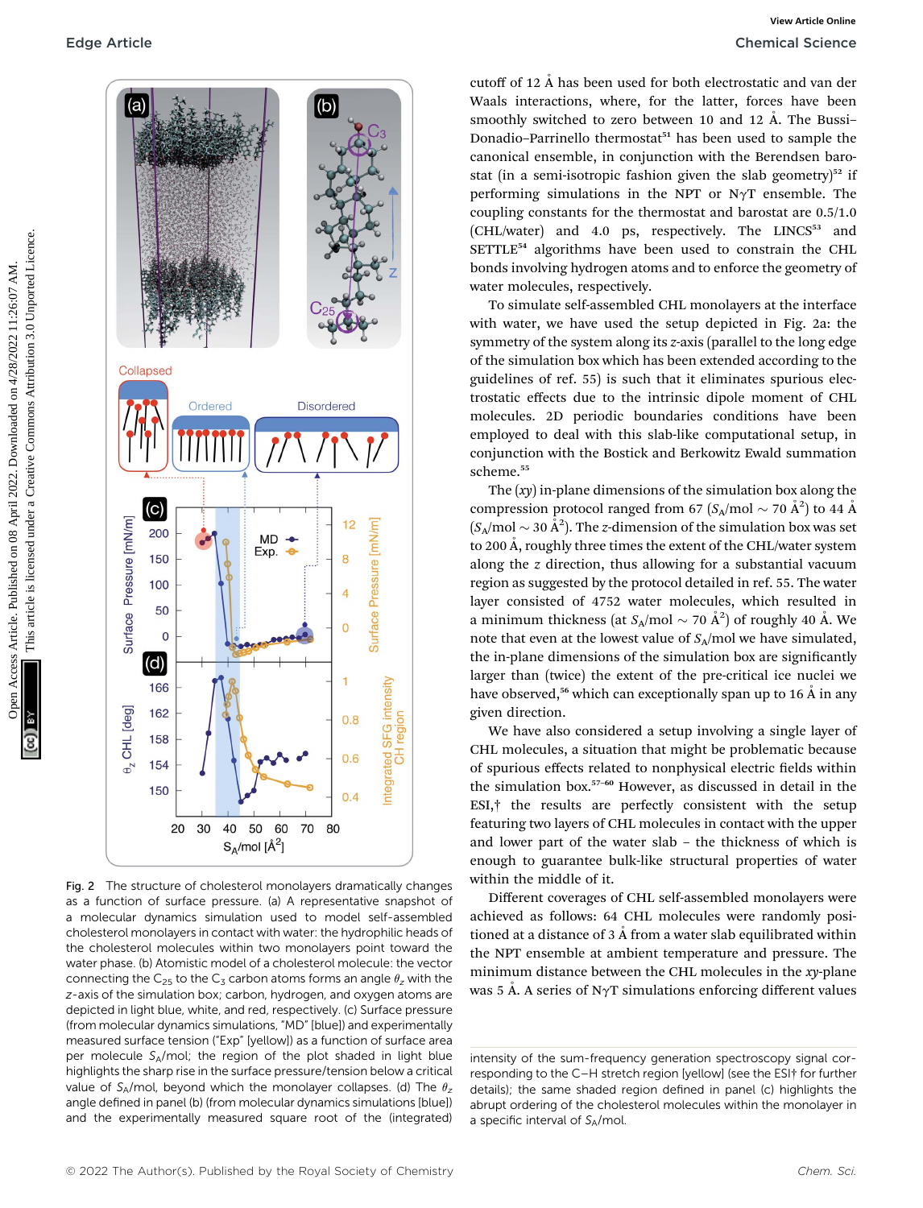Fig. 2 The structure of cholesterol monolayers dramatically changes as a function of surface pressure. (a) A representative snapshot of a molecular dynamics simulation used to model self-assembled cholesterol monolayers in contact with water: the hydrophilic heads of the cholesterol molecules within two monolayers point toward the water phase. (b) Atomistic model of a cholesterol molecule: the vector connecting the $C_{25}$ to the $C_3$ carbon atoms forms an angle $\theta_z$ with the $z$-axis of the simulation box; carbon, hydrogen, and oxygen atoms are depicted in light blue, white, and red, respectively. (c) Surface pressure (from molecular dynamics simulations, "MD" [blue]) and experimentally measured surface tension ("Exp" [yellow]) as a function of surface area per molecule $S_A$/mol; the region of the plot shaded in light blue highlights the sharp rise in the surface pressure/tension below a critical value of $S_A$/mol, beyond which the monolayer collapses. (d) The $\theta_z$ angle defined in panel (b) (from molecular dynamics simulations [blue]) and the experimentally measured square root of the (integrated) intensity of the sum-frequency generation spectroscopy signal corresponding to the C–H stretch region [yellow] (see the ESI† for further details); the same shaded region defined in panel (c) highlights the abrupt ordering of the cholesterol molecules within the monolayer in a specific interval of $S_A$/mol.

cutoff of 12 Å has been used for both electrostatic and van der Waals interactions, where, for the latter, forces have been smoothly switched to zero between 10 and 12 Å. The Bussi–Donadio–Parrinello thermostat[51] has been used to sample the canonical ensemble, in conjunction with the Berendsen barostat (in a semi-isotropic fashion given the slab geometry)[52] if performing simulations in the NPT or N$\gamma$T ensemble. The coupling constants for the thermostat and barostat are 0.5/1.0 (CHL/water) and 4.0 ps, respectively. The LINCS[53] and SETTLE[54] algorithms have been used to constrain the CHL bonds involving hydrogen atoms and to enforce the geometry of water molecules, respectively.

To simulate self-assembled CHL monolayers at the interface with water, we have used the setup depicted in Fig. 2a: the symmetry of the system along its $z$-axis (parallel to the long edge of the simulation box which has been extended according to the guidelines of ref. 55) is such that it eliminates spurious electrostatic effects due to the intrinsic dipole moment of CHL molecules. 2D periodic boundaries conditions have been employed to deal with this slab-like computational setup, in conjunction with the Bostick and Berkowitz Ewald summation scheme.[55]

The ($xy$) in-plane dimensions of the simulation box along the compression protocol ranged from 67 ($S_A$/mol ~ 70 Å$^2$) to 44 Å ($S_A$/mol ~ 30 Å$^2$). The $z$-dimension of the simulation box was set to 200 Å, roughly three times the extent of the CHL/water system along the $z$ direction, thus allowing for a substantial vacuum region as suggested by the protocol detailed in ref. 55. The water layer consisted of 4752 water molecules, which resulted in a minimum thickness (at $S_A$/mol ~ 70 Å$^2$) of roughly 40 Å. We note that even at the lowest value of $S_A$/mol we have simulated, the in-plane dimensions of the simulation box are significantly larger than (twice) the extent of the pre-critical ice nuclei we have observed,[56] which can exceptionally span up to 16 Å in any given direction.

We have also considered a setup involving a single layer of CHL molecules, a situation that might be problematic because of spurious effects related to nonphysical electric fields within the simulation box.[57–60] However, as discussed in detail in the ESI,† the results are perfectly consistent with the setup featuring two layers of CHL molecules in contact with the upper and lower part of the water slab – the thickness of which is enough to guarantee bulk-like structural properties of water within the middle of it.

Different coverages of CHL self-assembled monolayers were achieved as follows: 64 CHL molecules were randomly positioned at a distance of 3 Å from a water slab equilibrated within the NPT ensemble at ambient temperature and pressure. The minimum distance between the CHL molecules in the $xy$-plane was 5 Å. A series of N$\gamma$T simulations enforcing different values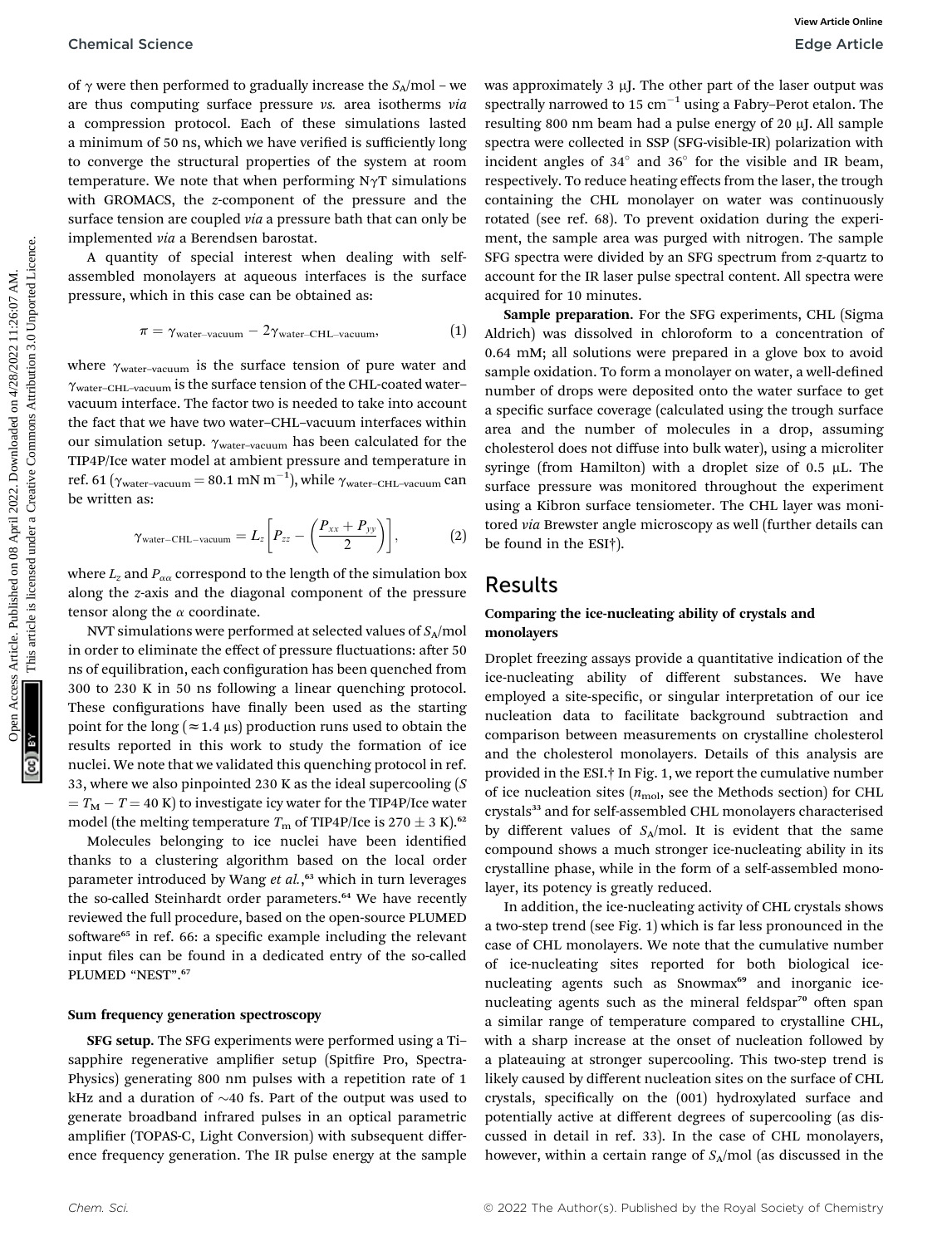of $\gamma$ were then performed to gradually increase the $S_A$/mol – we are thus computing surface pressure *vs.* area isotherms *via* a compression protocol. Each of these simulations lasted a minimum of 50 ns, which we have verified is sufficiently long to converge the structural properties of the system at room temperature. We note that when performing N$\gamma$T simulations with GROMACS, the *z*-component of the pressure and the surface tension are coupled *via* a pressure bath that can only be implemented *via* a Berendsen barostat.

A quantity of special interest when dealing with self-assembled monolayers at aqueous interfaces is the surface pressure, which in this case can be obtained as:

$$\pi = \gamma_{\text{water–vacuum}} - 2\gamma_{\text{water–CHL–vacuum}}, \quad (1)$$

where $\gamma_{\text{water–vacuum}}$ is the surface tension of pure water and $\gamma_{\text{water–CHL–vacuum}}$ is the surface tension of the CHL-coated water–vacuum interface. The factor two is needed to take into account the fact that we have two water–CHL–vacuum interfaces within our simulation setup. $\gamma_{\text{water–vacuum}}$ has been calculated for the TIP4P/Ice water model at ambient pressure and temperature in ref. 61 ($\gamma_{\text{water–vacuum}} = 80.1$ mN m$^{-1}$), while $\gamma_{\text{water–CHL–vacuum}}$ can be written as:

$$\gamma_{\text{water–CHL–vacuum}} = L_z\left[P_{zz} - \left(\frac{P_{xx}+P_{yy}}{2}\right)\right], \quad (2)$$

where $L_z$ and $P_{\alpha\alpha}$ correspond to the length of the simulation box along the *z*-axis and the diagonal component of the pressure tensor along the $\alpha$ coordinate.

NVT simulations were performed at selected values of $S_A$/mol in order to eliminate the effect of pressure fluctuations: after 50 ns of equilibration, each configuration has been quenched from 300 to 230 K in 50 ns following a linear quenching protocol. These configurations have finally been used as the starting point for the long ($\approx 1.4$ μs) production runs used to obtain the results reported in this work to study the formation of ice nuclei. We note that we validated this quenching protocol in ref. 33, where we also pinpointed 230 K as the ideal supercooling ($S = T_M - T = 40$ K) to investigate icy water for the TIP4P/Ice water model (the melting temperature $T_m$ of TIP4P/Ice is $270 \pm 3$ K).[62]

Molecules belonging to ice nuclei have been identified thanks to a clustering algorithm based on the local order parameter introduced by Wang *et al.*,[63] which in turn leverages the so-called Steinhardt order parameters.[64] We have recently reviewed the full procedure, based on the open-source PLUMED software[65] in ref. 66: a specific example including the relevant input files can be found in a dedicated entry of the so-called PLUMED "NEST".[67]

### Sum frequency generation spectroscopy

**SFG setup.** The SFG experiments were performed using a Ti–sapphire regenerative amplifier setup (Spitfire Pro, Spectra-Physics) generating 800 nm pulses with a repetition rate of 1 kHz and a duration of ~40 fs. Part of the output was used to generate broadband infrared pulses in an optical parametric amplifier (TOPAS-C, Light Conversion) with subsequent difference frequency generation. The IR pulse energy at the sample was approximately 3 μJ. The other part of the laser output was spectrally narrowed to 15 cm$^{-1}$ using a Fabry–Perot etalon. The resulting 800 nm beam had a pulse energy of 20 μJ. All sample spectra were collected in SSP (SFG-visible-IR) polarization with incident angles of 34° and 36° for the visible and IR beam, respectively. To reduce heating effects from the laser, the trough containing the CHL monolayer on water was continuously rotated (see ref. 68). To prevent oxidation during the experiment, the sample area was purged with nitrogen. The sample SFG spectra were divided by an SFG spectrum from *z*-quartz to account for the IR laser pulse spectral content. All spectra were acquired for 10 minutes.

**Sample preparation.** For the SFG experiments, CHL (Sigma Aldrich) was dissolved in chloroform to a concentration of 0.64 mM; all solutions were prepared in a glove box to avoid sample oxidation. To form a monolayer on water, a well-defined number of drops were deposited onto the water surface to get a specific surface coverage (calculated using the trough surface area and the number of molecules in a drop, assuming cholesterol does not diffuse into bulk water), using a microliter syringe (from Hamilton) with a droplet size of 0.5 μL. The surface pressure was monitored throughout the experiment using a Kibron surface tensiometer. The CHL layer was monitored *via* Brewster angle microscopy as well (further details can be found in the ESI†).

## Results

### Comparing the ice-nucleating ability of crystals and monolayers

Droplet freezing assays provide a quantitative indication of the ice-nucleating ability of different substances. We have employed a site-specific, or singular interpretation of our ice nucleation data to facilitate background subtraction and comparison between measurements on crystalline cholesterol and the cholesterol monolayers. Details of this analysis are provided in the ESI.† In Fig. 1, we report the cumulative number of ice nucleation sites ($n_{\text{mol}}$, see the Methods section) for CHL crystals[33] and for self-assembled CHL monolayers characterised by different values of $S_A$/mol. It is evident that the same compound shows a much stronger ice-nucleating ability in its crystalline phase, while in the form of a self-assembled monolayer, its potency is greatly reduced.

In addition, the ice-nucleating activity of CHL crystals shows a two-step trend (see Fig. 1) which is far less pronounced in the case of CHL monolayers. We note that the cumulative number of ice-nucleating sites reported for both biological ice-nucleating agents such as Snowmax[69] and inorganic ice-nucleating agents such as the mineral feldspar[70] often span a similar range of temperature compared to crystalline CHL, with a sharp increase at the onset of nucleation followed by a plateauing at stronger supercooling. This two-step trend is likely caused by different nucleation sites on the surface of CHL crystals, specifically on the (001) hydroxylated surface and potentially active at different degrees of supercooling (as discussed in detail in ref. 33). In the case of CHL monolayers, however, within a certain range of $S_A$/mol (as discussed in the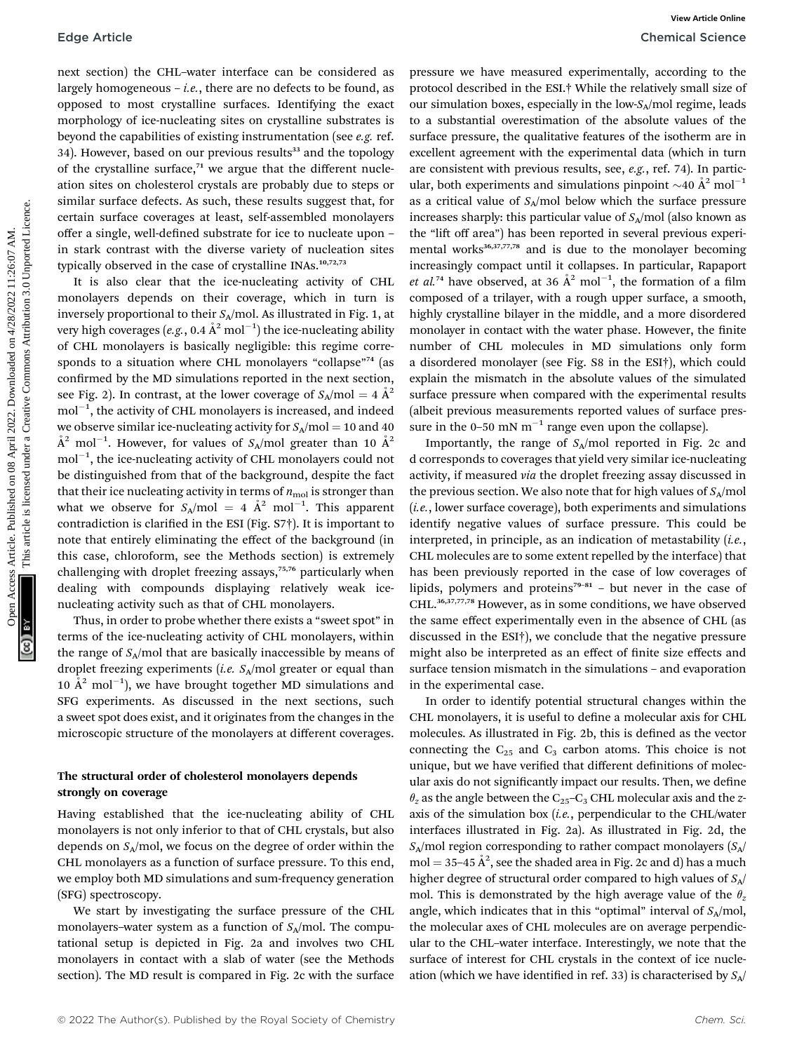next section) the CHL–water interface can be considered as largely homogeneous – *i.e.*, there are no defects to be found, as opposed to most crystalline surfaces. Identifying the exact morphology of ice-nucleating sites on crystalline substrates is beyond the capabilities of existing instrumentation (see *e.g.* ref. 34). However, based on our previous results[33] and the topology of the crystalline surface,[71] we argue that the different nucleation sites on cholesterol crystals are probably due to steps or similar surface defects. As such, these results suggest that, for certain surface coverages at least, self-assembled monolayers offer a single, well-defined substrate for ice to nucleate upon – in stark contrast with the diverse variety of nucleation sites typically observed in the case of crystalline INAs.[10,72,73]

It is also clear that the ice-nucleating activity of CHL monolayers depends on their coverage, which in turn is inversely proportional to their $S_A$/mol. As illustrated in Fig. 1, at very high coverages (*e.g.*, 0.4 Å$^2$ mol$^{-1}$) the ice-nucleating ability of CHL monolayers is basically negligible: this regime corresponds to a situation where CHL monolayers "collapse"[74] (as confirmed by the MD simulations reported in the next section, see Fig. 2). In contrast, at the lower coverage of $S_A$/mol = 4 Å$^2$ mol$^{-1}$, the activity of CHL monolayers is increased, and indeed we observe similar ice-nucleating activity for $S_A$/mol = 10 and 40 Å$^2$ mol$^{-1}$. However, for values of $S_A$/mol greater than 10 Å$^2$ mol$^{-1}$, the ice-nucleating activity of CHL monolayers could not be distinguished from that of the background, despite the fact that their ice nucleating activity in terms of $n_{mol}$ is stronger than what we observe for $S_A$/mol = 4 Å$^2$ mol$^{-1}$. This apparent contradiction is clarified in the ESI (Fig. S7†). It is important to note that entirely eliminating the effect of the background (in this case, chloroform, see the Methods section) is extremely challenging with droplet freezing assays,[75,76] particularly when dealing with compounds displaying relatively weak ice-nucleating activity such as that of CHL monolayers.

Thus, in order to probe whether there exists a "sweet spot" in terms of the ice-nucleating activity of CHL monolayers, within the range of $S_A$/mol that are basically inaccessible by means of droplet freezing experiments (*i.e.* $S_A$/mol greater or equal than 10 Å$^2$ mol$^{-1}$), we have brought together MD simulations and SFG experiments. As discussed in the next sections, such a sweet spot does exist, and it originates from the changes in the microscopic structure of the monolayers at different coverages.

### The structural order of cholesterol monolayers depends strongly on coverage

Having established that the ice-nucleating ability of CHL monolayers is not only inferior to that of CHL crystals, but also depends on $S_A$/mol, we focus on the degree of order within the CHL monolayers as a function of surface pressure. To this end, we employ both MD simulations and sum-frequency generation (SFG) spectroscopy.

We start by investigating the surface pressure of the CHL monolayers–water system as a function of $S_A$/mol. The computational setup is depicted in Fig. 2a and involves two CHL monolayers in contact with a slab of water (see the Methods section). The MD result is compared in Fig. 2c with the surface pressure we have measured experimentally, according to the protocol described in the ESI.† While the relatively small size of our simulation boxes, especially in the low-$S_A$/mol regime, leads to a substantial overestimation of the absolute values of the surface pressure, the qualitative features of the isotherm are in excellent agreement with the experimental data (which in turn are consistent with previous results, see, *e.g.*, ref. 74). In particular, both experiments and simulations pinpoint ~40 Å$^2$ mol$^{-1}$ as a critical value of $S_A$/mol below which the surface pressure increases sharply: this particular value of $S_A$/mol (also known as the "lift off area") has been reported in several previous experimental works[36,37,77,78] and is due to the monolayer becoming increasingly compact until it collapses. In particular, Rapaport *et al.*[74] have observed, at 36 Å$^2$ mol$^{-1}$, the formation of a film composed of a trilayer, with a rough upper surface, a smooth, highly crystalline bilayer in the middle, and a more disordered monolayer in contact with the water phase. However, the finite number of CHL molecules in MD simulations only form a disordered monolayer (see Fig. S8 in the ESI†), which could explain the mismatch in the absolute values of the simulated surface pressure when compared with the experimental results (albeit previous measurements reported values of surface pressure in the 0–50 mN m$^{-1}$ range even upon the collapse).

Importantly, the range of $S_A$/mol reported in Fig. 2c and d corresponds to coverages that yield very similar ice-nucleating activity, if measured *via* the droplet freezing assay discussed in the previous section. We also note that for high values of $S_A$/mol (*i.e.*, lower surface coverage), both experiments and simulations identify negative values of surface pressure. This could be interpreted, in principle, as an indication of metastability (*i.e.*, CHL molecules are to some extent repelled by the interface) that has been previously reported in the case of low coverages of lipids, polymers and proteins[79–81] – but never in the case of CHL.[36,37,77,78] However, as in some conditions, we have observed the same effect experimentally even in the absence of CHL (as discussed in the ESI†), we conclude that the negative pressure might also be interpreted as an effect of finite size effects and surface tension mismatch in the simulations – and evaporation in the experimental case.

In order to identify potential structural changes within the CHL monolayers, it is useful to define a molecular axis for CHL molecules. As illustrated in Fig. 2b, this is defined as the vector connecting the $C_{25}$ and $C_3$ carbon atoms. This choice is not unique, but we have verified that different definitions of molecular axis do not significantly impact our results. Then, we define $\theta_z$ as the angle between the $C_{25}$–$C_3$ CHL molecular axis and the *z*-axis of the simulation box (*i.e.*, perpendicular to the CHL/water interfaces illustrated in Fig. 2a). As illustrated in Fig. 2d, the $S_A$/mol region corresponding to rather compact monolayers ($S_A$/mol = 35–45 Å$^2$, see the shaded area in Fig. 2c and d) has a much higher degree of structural order compared to high values of $S_A$/mol. This is demonstrated by the high average value of the $\theta_z$ angle, which indicates that in this "optimal" interval of $S_A$/mol, the molecular axes of CHL molecules are on average perpendicular to the CHL–water interface. Interestingly, we note that the surface of interest for CHL crystals in the context of ice nucleation (which we have identified in ref. 33) is characterised by $S_A$/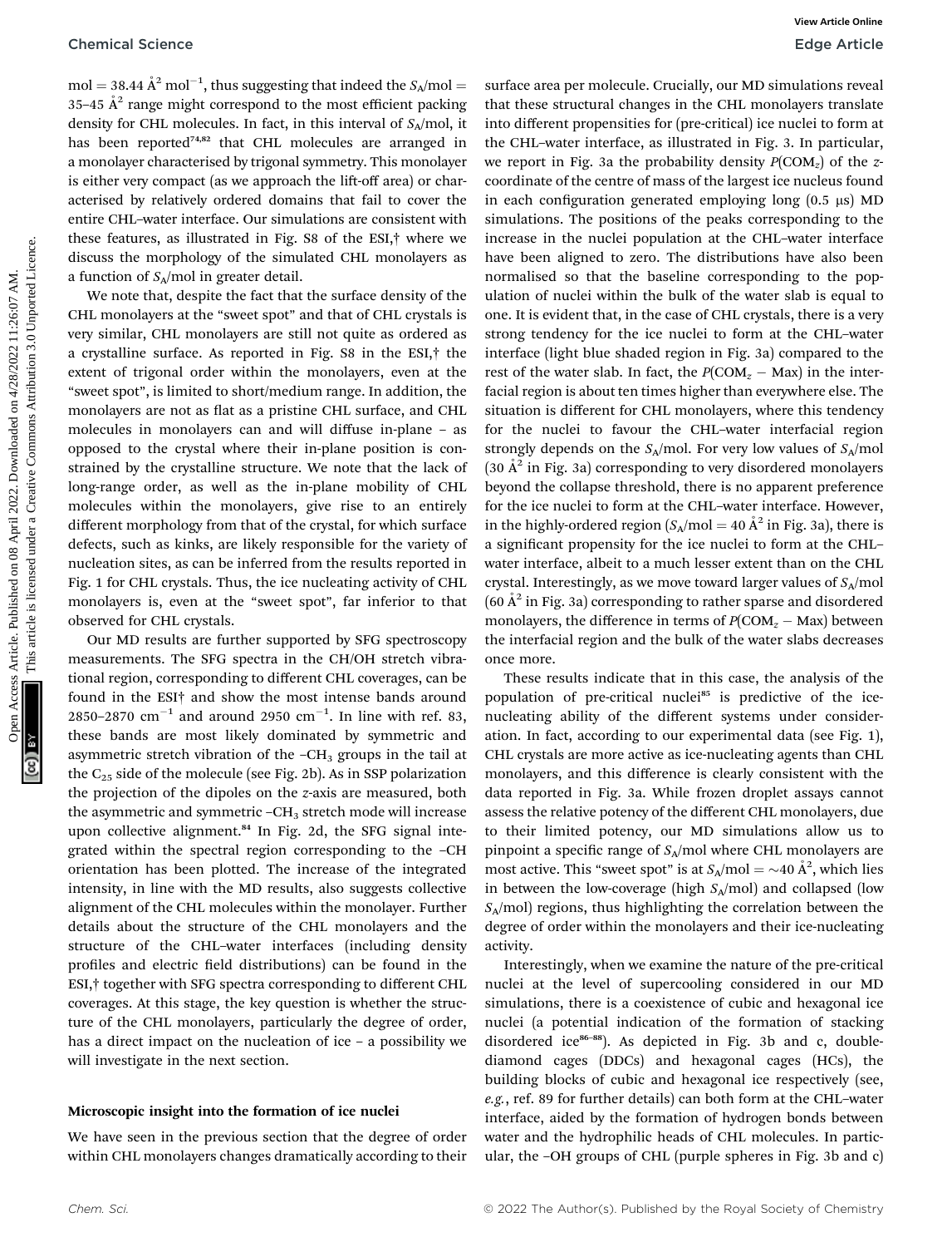mol = 38.44 Å$^2$ mol$^{-1}$, thus suggesting that indeed the $S_A$/mol = 35–45 Å$^2$ range might correspond to the most efficient packing density for CHL molecules. In fact, in this interval of $S_A$/mol, it has been reported[74,82] that CHL molecules are arranged in a monolayer characterised by trigonal symmetry. This monolayer is either very compact (as we approach the lift-off area) or characterised by relatively ordered domains that fail to cover the entire CHL–water interface. Our simulations are consistent with these features, as illustrated in Fig. S8 of the ESI,† where we discuss the morphology of the simulated CHL monolayers as a function of $S_A$/mol in greater detail.

We note that, despite the fact that the surface density of the CHL monolayers at the "sweet spot" and that of CHL crystals is very similar, CHL monolayers are still not quite as ordered as a crystalline surface. As reported in Fig. S8 in the ESI,† the extent of trigonal order within the monolayers, even at the "sweet spot", is limited to short/medium range. In addition, the monolayers are not as flat as a pristine CHL surface, and CHL molecules in monolayers can and will diffuse in-plane – as opposed to the crystal where their in-plane position is constrained by the crystalline structure. We note that the lack of long-range order, as well as the in-plane mobility of CHL molecules within the monolayers, give rise to an entirely different morphology from that of the crystal, for which surface defects, such as kinks, are likely responsible for the variety of nucleation sites, as can be inferred from the results reported in Fig. 1 for CHL crystals. Thus, the ice nucleating activity of CHL monolayers is, even at the "sweet spot", far inferior to that observed for CHL crystals.

Our MD results are further supported by SFG spectroscopy measurements. The SFG spectra in the CH/OH stretch vibrational region, corresponding to different CHL coverages, can be found in the ESI† and show the most intense bands around 2850–2870 cm$^{-1}$ and around 2950 cm$^{-1}$. In line with ref. 83, these bands are most likely dominated by symmetric and asymmetric stretch vibration of the $-CH_3$ groups in the tail at the $C_{25}$ side of the molecule (see Fig. 2b). As in SSP polarization the projection of the dipoles on the z-axis are measured, both the asymmetric and symmetric $-CH_3$ stretch mode will increase upon collective alignment.[84] In Fig. 2d, the SFG signal integrated within the spectral region corresponding to the –CH orientation has been plotted. The increase of the integrated intensity, in line with the MD results, also suggests collective alignment of the CHL molecules within the monolayer. Further details about the structure of the CHL monolayers and the structure of the CHL–water interfaces (including density profiles and electric field distributions) can be found in the ESI,† together with SFG spectra corresponding to different CHL coverages. At this stage, the key question is whether the structure of the CHL monolayers, particularly the degree of order, has a direct impact on the nucleation of ice – a possibility we will investigate in the next section.

### Microscopic insight into the formation of ice nuclei

We have seen in the previous section that the degree of order within CHL monolayers changes dramatically according to their surface area per molecule. Crucially, our MD simulations reveal that these structural changes in the CHL monolayers translate into different propensities for (pre-critical) ice nuclei to form at the CHL–water interface, as illustrated in Fig. 3. In particular, we report in Fig. 3a the probability density $P(\mathrm{COM}_z)$ of the z-coordinate of the centre of mass of the largest ice nucleus found in each configuration generated employing long (0.5 μs) MD simulations. The positions of the peaks corresponding to the increase in the nuclei population at the CHL–water interface have been aligned to zero. The distributions have also been normalised so that the baseline corresponding to the population of nuclei within the bulk of the water slab is equal to one. It is evident that, in the case of CHL crystals, there is a very strong tendency for the ice nuclei to form at the CHL–water interface (light blue shaded region in Fig. 3a) compared to the rest of the water slab. In fact, the $P(\mathrm{COM}_z - \mathrm{Max})$ in the interfacial region is about ten times higher than everywhere else. The situation is different for CHL monolayers, where this tendency for the nuclei to favour the CHL–water interfacial region strongly depends on the $S_A$/mol. For very low values of $S_A$/mol (30 Å$^2$ in Fig. 3a) corresponding to very disordered monolayers beyond the collapse threshold, there is no apparent preference for the ice nuclei to form at the CHL–water interface. However, in the highly-ordered region ($S_A$/mol = 40 Å$^2$ in Fig. 3a), there is a significant propensity for the ice nuclei to form at the CHL–water interface, albeit to a much lesser extent than on the CHL crystal. Interestingly, as we move toward larger values of $S_A$/mol (60 Å$^2$ in Fig. 3a) corresponding to rather sparse and disordered monolayers, the difference in terms of $P(\mathrm{COM}_z - \mathrm{Max})$ between the interfacial region and the bulk of the water slabs decreases once more.

These results indicate that in this case, the analysis of the population of pre-critical nuclei[85] is predictive of the ice-nucleating ability of the different systems under consideration. In fact, according to our experimental data (see Fig. 1), CHL crystals are more active as ice-nucleating agents than CHL monolayers, and this difference is clearly consistent with the data reported in Fig. 3a. While frozen droplet assays cannot assess the relative potency of the different CHL monolayers, due to their limited potency, our MD simulations allow us to pinpoint a specific range of $S_A$/mol where CHL monolayers are most active. This "sweet spot" is at $S_A$/mol = ~40 Å$^2$, which lies in between the low-coverage (high $S_A$/mol) and collapsed (low $S_A$/mol) regions, thus highlighting the correlation between the degree of order within the monolayers and their ice-nucleating activity.

Interestingly, when we examine the nature of the pre-critical nuclei at the level of supercooling considered in our MD simulations, there is a coexistence of cubic and hexagonal ice nuclei (a potential indication of the formation of stacking disordered ice[86–88]). As depicted in Fig. 3b and c, double-diamond cages (DDCs) and hexagonal cages (HCs), the building blocks of cubic and hexagonal ice respectively (see, *e.g.*, ref. 89 for further details) can both form at the CHL–water interface, aided by the formation of hydrogen bonds between water and the hydrophilic heads of CHL molecules. In particular, the –OH groups of CHL (purple spheres in Fig. 3b and c)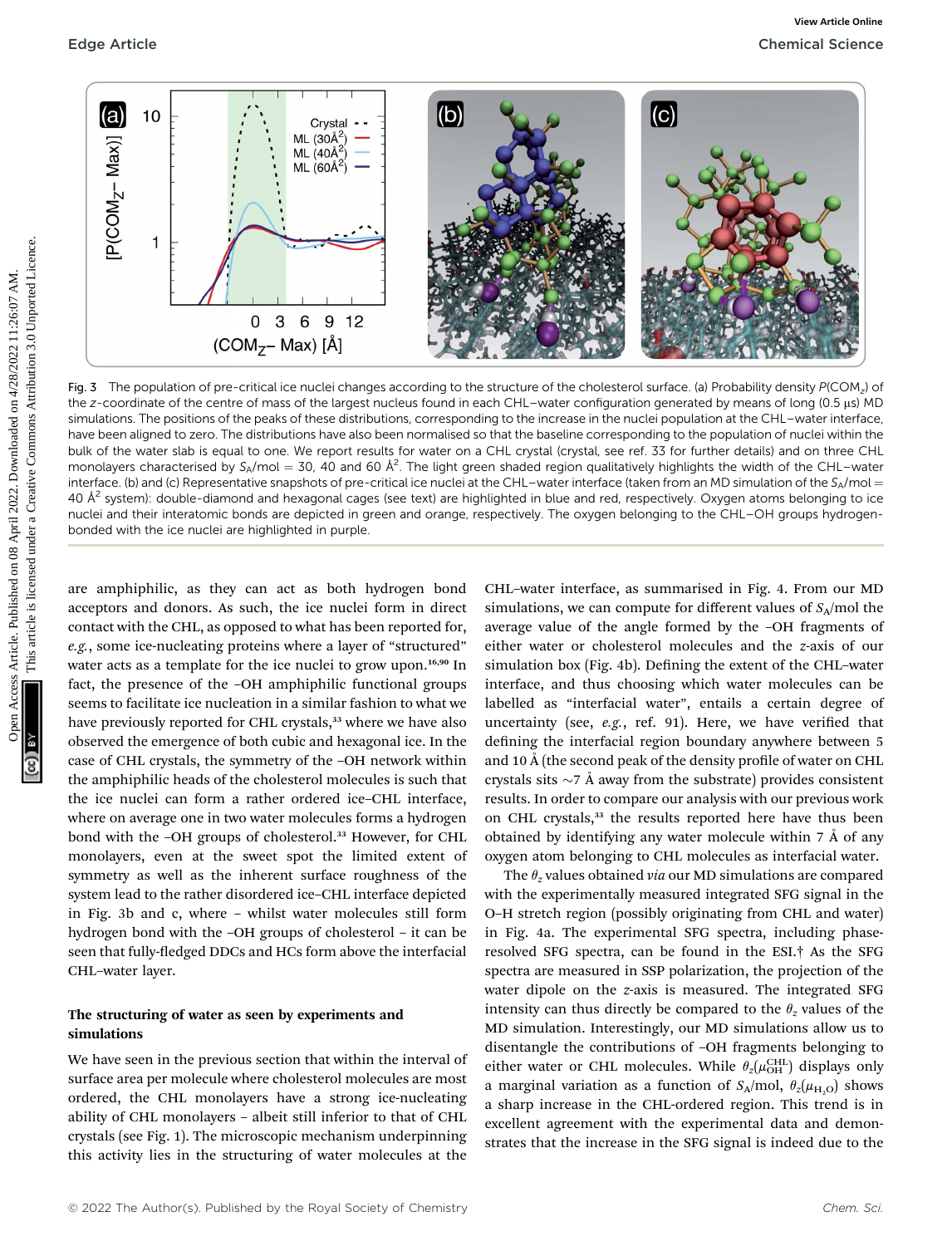Fig. 3 The population of pre-critical ice nuclei changes according to the structure of the cholesterol surface. (a) Probability density $P(\text{COM}_z)$ of the $z$-coordinate of the centre of mass of the largest nucleus found in each CHL–water configuration generated by means of long (0.5 μs) MD simulations. The positions of the peaks of these distributions, corresponding to the increase in the nuclei population at the CHL–water interface, have been aligned to zero. The distributions have also been normalised so that the baseline corresponding to the population of nuclei within the bulk of the water slab is equal to one. We report results for water on a CHL crystal (crystal, see ref. 33 for further details) and on three CHL monolayers characterised by $S_A$/mol = 30, 40 and 60 Å$^2$. The light green shaded region qualitatively highlights the width of the CHL–water interface. (b) and (c) Representative snapshots of pre-critical ice nuclei at the CHL–water interface (taken from an MD simulation of the $S_A$/mol = 40 Å$^2$ system): double-diamond and hexagonal cages (see text) are highlighted in blue and red, respectively. Oxygen atoms belonging to ice nuclei and their interatomic bonds are depicted in green and orange, respectively. The oxygen belonging to the CHL–OH groups hydrogen-bonded with the ice nuclei are highlighted in purple.

are amphiphilic, as they can act as both hydrogen bond acceptors and donors. As such, the ice nuclei form in direct contact with the CHL, as opposed to what has been reported for, *e.g.*, some ice-nucleating proteins where a layer of "structured" water acts as a template for the ice nuclei to grow upon.[16,90] In fact, the presence of the –OH amphiphilic functional groups seems to facilitate ice nucleation in a similar fashion to what we have previously reported for CHL crystals,[33] where we have also observed the emergence of both cubic and hexagonal ice. In the case of CHL crystals, the symmetry of the –OH network within the amphiphilic heads of the cholesterol molecules is such that the ice nuclei can form a rather ordered ice–CHL interface, where on average one in two water molecules forms a hydrogen bond with the –OH groups of cholesterol.[33] However, for CHL monolayers, even at the sweet spot the limited extent of symmetry as well as the inherent surface roughness of the system lead to the rather disordered ice–CHL interface depicted in Fig. 3b and c, where – whilst water molecules still form hydrogen bond with the –OH groups of cholesterol – it can be seen that fully-fledged DDCs and HCs form above the interfacial CHL–water layer.

### The structuring of water as seen by experiments and simulations

We have seen in the previous section that within the interval of surface area per molecule where cholesterol molecules are most ordered, the CHL monolayers have a strong ice-nucleating ability of CHL monolayers – albeit still inferior to that of CHL crystals (see Fig. 1). The microscopic mechanism underpinning this activity lies in the structuring of water molecules at the CHL–water interface, as summarised in Fig. 4. From our MD simulations, we can compute for different values of $S_A$/mol the average value of the angle formed by the –OH fragments of either water or cholesterol molecules and the $z$-axis of our simulation box (Fig. 4b). Defining the extent of the CHL–water interface, and thus choosing which water molecules can be labelled as "interfacial water", entails a certain degree of uncertainty (see, *e.g.*, ref. 91). Here, we have verified that defining the interfacial region boundary anywhere between 5 and 10 Å (the second peak of the density profile of water on CHL crystals sits ~7 Å away from the substrate) provides consistent results. In order to compare our analysis with our previous work on CHL crystals,[33] the results reported here have thus been obtained by identifying any water molecule within 7 Å of any oxygen atom belonging to CHL molecules as interfacial water.

The $\theta_z$ values obtained *via* our MD simulations are compared with the experimentally measured integrated SFG signal in the O–H stretch region (possibly originating from CHL and water) in Fig. 4a. The experimental SFG spectra, including phase-resolved SFG spectra, can be found in the ESI.† As the SFG spectra are measured in SSP polarization, the projection of the water dipole on the $z$-axis is measured. The integrated SFG intensity can thus directly be compared to the $\theta_z$ values of the MD simulation. Interestingly, our MD simulations allow us to disentangle the contributions of –OH fragments belonging to either water or CHL molecules. While $\theta_z(\mu_{OH}^{CHL})$ displays only a marginal variation as a function of $S_A$/mol, $\theta_z(\mu_{H_2O})$ shows a sharp increase in the CHL-ordered region. This trend is in excellent agreement with the experimental data and demonstrates that the increase in the SFG signal is indeed due to the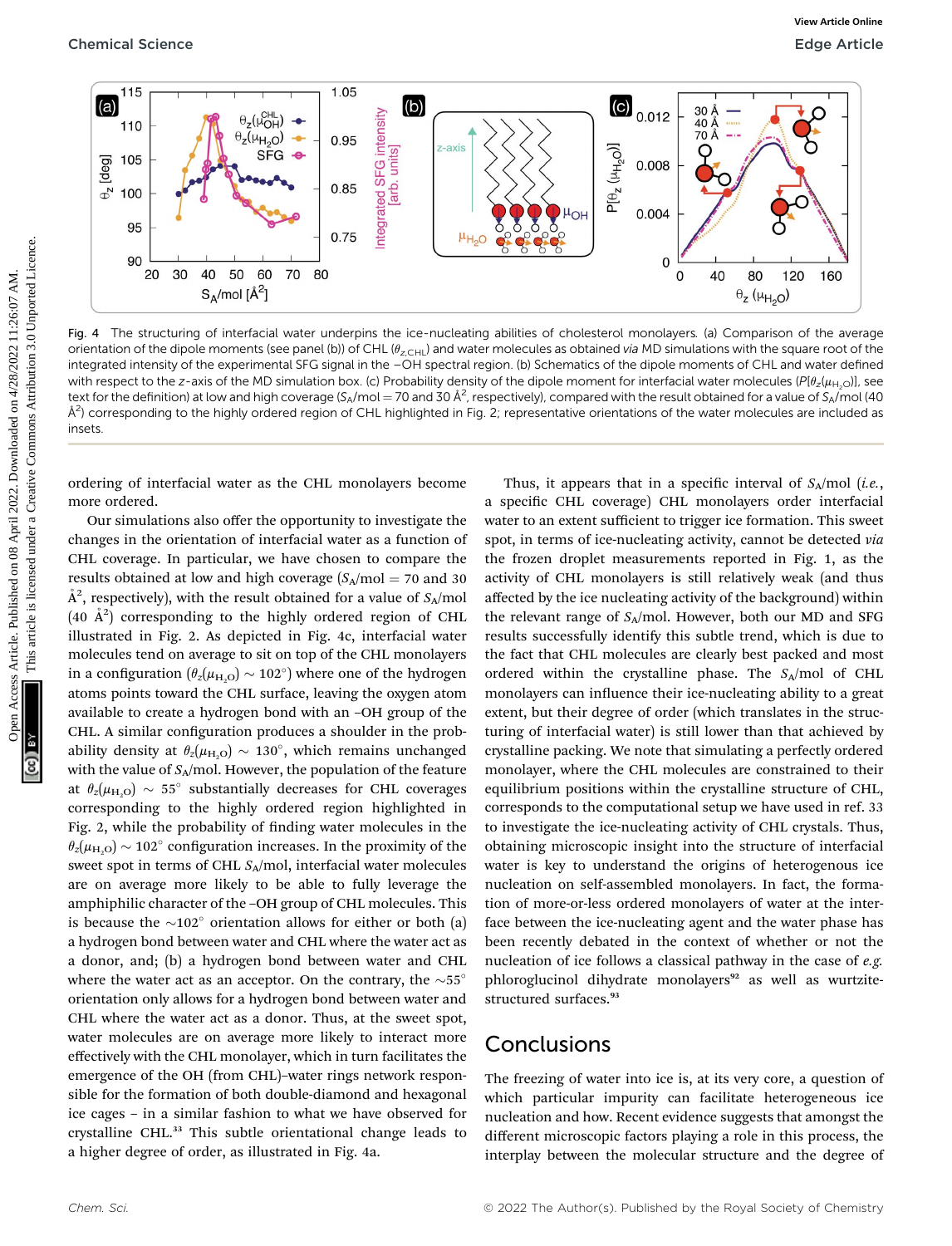Fig. 4 The structuring of interfacial water underpins the ice-nucleating abilities of cholesterol monolayers. (a) Comparison of the average orientation of the dipole moments (see panel (b)) of CHL ($\theta_{z,\text{CHL}}$) and water molecules as obtained *via* MD simulations with the square root of the integrated intensity of the experimental SFG signal in the –OH spectral region. (b) Schematics of the dipole moments of CHL and water defined with respect to the z-axis of the MD simulation box. (c) Probability density of the dipole moment for interfacial water molecules ($P[\theta_z(\mu_{H_2O})]$, see text for the definition) at low and high coverage ($S_A$/mol = 70 and 30 Å$^2$, respectively), compared with the result obtained for a value of $S_A$/mol (40 Å$^2$) corresponding to the highly ordered region of CHL highlighted in Fig. 2; representative orientations of the water molecules are included as insets.

ordering of interfacial water as the CHL monolayers become more ordered.

Our simulations also offer the opportunity to investigate the changes in the orientation of interfacial water as a function of CHL coverage. In particular, we have chosen to compare the results obtained at low and high coverage ($S_A$/mol = 70 and 30 Å$^2$, respectively), with the result obtained for a value of $S_A$/mol (40 Å$^2$) corresponding to the highly ordered region of CHL illustrated in Fig. 2. As depicted in Fig. 4c, interfacial water molecules tend on average to sit on top of the CHL monolayers in a configuration ($\theta_z(\mu_{H_2O}) \sim 102°$) where one of the hydrogen atoms points toward the CHL surface, leaving the oxygen atom available to create a hydrogen bond with an –OH group of the CHL. A similar configuration produces a shoulder in the probability density at $\theta_z(\mu_{H_2O}) \sim 130°$, which remains unchanged with the value of $S_A$/mol. However, the population of the feature at $\theta_z(\mu_{H_2O}) \sim 55°$ substantially decreases for CHL coverages corresponding to the highly ordered region highlighted in Fig. 2, while the probability of finding water molecules in the $\theta_z(\mu_{H_2O}) \sim 102°$ configuration increases. In the proximity of the sweet spot in terms of CHL $S_A$/mol, interfacial water molecules are on average more likely to be able to fully leverage the amphiphilic character of the –OH group of CHL molecules. This is because the ~102° orientation allows for either or both (a) a hydrogen bond between water and CHL where the water act as a donor, and; (b) a hydrogen bond between water and CHL where the water act as an acceptor. On the contrary, the ~55° orientation only allows for a hydrogen bond between water and CHL where the water act as a donor. Thus, at the sweet spot, water molecules are on average more likely to interact more effectively with the CHL monolayer, which in turn facilitates the emergence of the OH (from CHL)–water rings network responsible for the formation of both double-diamond and hexagonal ice cages – in a similar fashion to what we have observed for crystalline CHL.[33] This subtle orientational change leads to a higher degree of order, as illustrated in Fig. 4a.

Thus, it appears that in a specific interval of $S_A$/mol (*i.e.*, a specific CHL coverage) CHL monolayers order interfacial water to an extent sufficient to trigger ice formation. This sweet spot, in terms of ice-nucleating activity, cannot be detected *via* the frozen droplet measurements reported in Fig. 1, as the activity of CHL monolayers is still relatively weak (and thus affected by the ice nucleating activity of the background) within the relevant range of $S_A$/mol. However, both our MD and SFG results successfully identify this subtle trend, which is due to the fact that CHL molecules are clearly best packed and most ordered within the crystalline phase. The $S_A$/mol of CHL monolayers can influence their ice-nucleating ability to a great extent, but their degree of order (which translates in the structuring of interfacial water) is still lower than that achieved by crystalline packing. We note that simulating a perfectly ordered monolayer, where the CHL molecules are constrained to their equilibrium positions within the crystalline structure of CHL, corresponds to the computational setup we have used in ref. 33 to investigate the ice-nucleating activity of CHL crystals. Thus, obtaining microscopic insight into the structure of interfacial water is key to understand the origins of heterogeneous ice nucleation on self-assembled monolayers. In fact, the formation of more-or-less ordered monolayers of water at the interface between the ice-nucleating agent and the water phase has been recently debated in the context of whether or not the nucleation of ice follows a classical pathway in the case of *e.g.* phloroglucinol dihydrate monolayers[92] as well as wurtzite-structured surfaces.[93]

## Conclusions

The freezing of water into ice is, at its very core, a question of which particular impurity can facilitate heterogeneous ice nucleation and how. Recent evidence suggests that amongst the different microscopic factors playing a role in this process, the interplay between the molecular structure and the degree of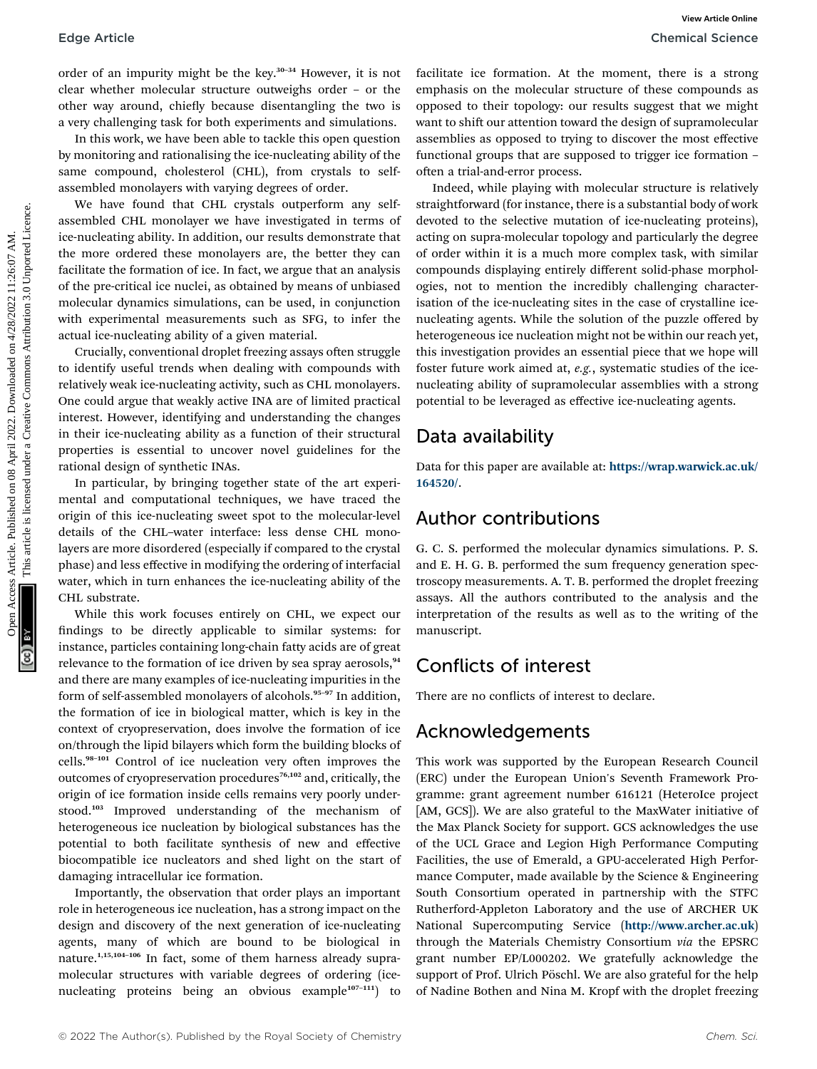order of an impurity might be the key.[30–34] However, it is not clear whether molecular structure outweighs order – or the other way around, chiefly because disentangling the two is a very challenging task for both experiments and simulations.

In this work, we have been able to tackle this open question by monitoring and rationalising the ice-nucleating ability of the same compound, cholesterol (CHL), from crystals to self-assembled monolayers with varying degrees of order.

We have found that CHL crystals outperform any self-assembled CHL monolayer we have investigated in terms of ice-nucleating ability. In addition, our results demonstrate that the more ordered these monolayers are, the better they can facilitate the formation of ice. In fact, we argue that an analysis of the pre-critical ice nuclei, as obtained by means of unbiased molecular dynamics simulations, can be used, in conjunction with experimental measurements such as SFG, to infer the actual ice-nucleating ability of a given material.

Crucially, conventional droplet freezing assays often struggle to identify useful trends when dealing with compounds with relatively weak ice-nucleating activity, such as CHL monolayers. One could argue that weakly active INA are of limited practical interest. However, identifying and understanding the changes in their ice-nucleating ability as a function of their structural properties is essential to uncover novel guidelines for the rational design of synthetic INAs.

In particular, by bringing together state of the art experimental and computational techniques, we have traced the origin of this ice-nucleating sweet spot to the molecular-level details of the CHL–water interface: less dense CHL monolayers are more disordered (especially if compared to the crystal phase) and less effective in modifying the ordering of interfacial water, which in turn enhances the ice-nucleating ability of the CHL substrate.

While this work focuses entirely on CHL, we expect our findings to be directly applicable to similar systems: for instance, particles containing long-chain fatty acids are of great relevance to the formation of ice driven by sea spray aerosols,[94] and there are many examples of ice-nucleating impurities in the form of self-assembled monolayers of alcohols.[95–97] In addition, the formation of ice in biological matter, which is key in the context of cryopreservation, does involve the formation of ice on/through the lipid bilayers which form the building blocks of cells.[98–101] Control of ice nucleation very often improves the outcomes of cryopreservation procedures[76,102] and, critically, the origin of ice formation inside cells remains very poorly understood.[103] Improved understanding of the mechanism of heterogeneous ice nucleation by biological substances has the potential to both facilitate synthesis of new and effective biocompatible ice nucleators and shed light on the start of damaging intracellular ice formation.

Importantly, the observation that order plays an important role in heterogeneous ice nucleation, has a strong impact on the design and discovery of the next generation of ice-nucleating agents, many of which are bound to be biological in nature.[1,15,104–106] In fact, some of them harness already supra-molecular structures with variable degrees of ordering (ice-nucleating proteins being an obvious example[107–111]) to facilitate ice formation. At the moment, there is a strong emphasis on the molecular structure of these compounds as opposed to their topology: our results suggest that we might want to shift our attention toward the design of supramolecular assemblies as opposed to trying to discover the most effective functional groups that are supposed to trigger ice formation – often a trial-and-error process.

Indeed, while playing with molecular structure is relatively straightforward (for instance, there is a substantial body of work devoted to the selective mutation of ice-nucleating proteins), acting on supra-molecular topology and particularly the degree of order within it is a much more complex task, with similar compounds displaying entirely different solid-phase morphologies, not to mention the incredibly challenging characterisation of the ice-nucleating sites in the case of crystalline ice-nucleating agents. While the solution of the puzzle offered by heterogeneous ice nucleation might not be within our reach yet, this investigation provides an essential piece that we hope will foster future work aimed at, *e.g.*, systematic studies of the ice-nucleating ability of supramolecular assemblies with a strong potential to be leveraged as effective ice-nucleating agents.

## Data availability

Data for this paper are available at: **https://wrap.warwick.ac.uk/164520/**.

## Author contributions

G. C. S. performed the molecular dynamics simulations. P. S. and E. H. G. B. performed the sum frequency generation spectroscopy measurements. A. T. B. performed the droplet freezing assays. All the authors contributed to the analysis and the interpretation of the results as well as to the writing of the manuscript.

## Conflicts of interest

There are no conflicts of interest to declare.

## Acknowledgements

This work was supported by the European Research Council (ERC) under the European Union's Seventh Framework Programme: grant agreement number 616121 (HeteroIce project [AM, GCS]). We are also grateful to the MaxWater initiative of the Max Planck Society for support. GCS acknowledges the use of the UCL Grace and Legion High Performance Computing Facilities, the use of Emerald, a GPU-accelerated High Performance Computer, made available by the Science & Engineering South Consortium operated in partnership with the STFC Rutherford-Appleton Laboratory and the use of ARCHER UK National Supercomputing Service (**http://www.archer.ac.uk**) through the Materials Chemistry Consortium *via* the EPSRC grant number EP/L000202. We gratefully acknowledge the support of Prof. Ulrich Pöschl. We are also grateful for the help of Nadine Bothen and Nina M. Kropf with the droplet freezing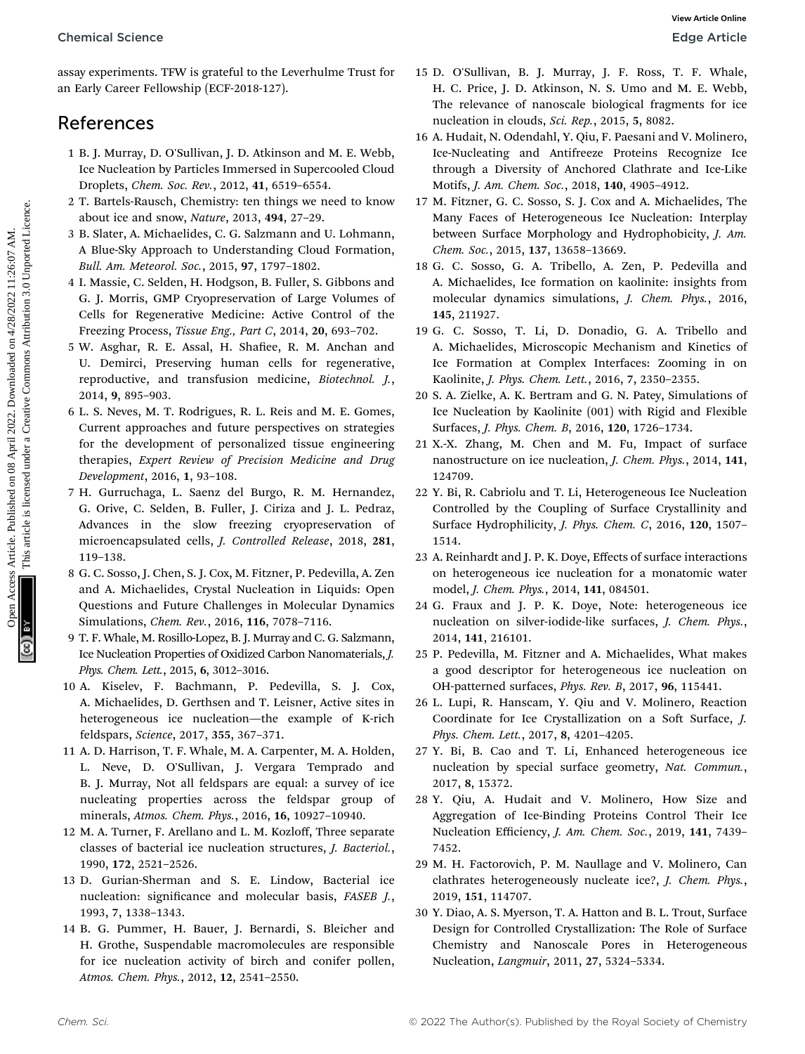assay experiments. TFW is grateful to the Leverhulme Trust for an Early Career Fellowship (ECF-2018-127).

## References

1 B. J. Murray, D. O'Sullivan, J. D. Atkinson and M. E. Webb, Ice Nucleation by Particles Immersed in Supercooled Cloud Droplets, *Chem. Soc. Rev.*, 2012, **41**, 6519–6554.

2 T. Bartels-Rausch, Chemistry: ten things we need to know about ice and snow, *Nature*, 2013, **494**, 27–29.

3 B. Slater, A. Michaelides, C. G. Salzmann and U. Lohmann, A Blue-Sky Approach to Understanding Cloud Formation, *Bull. Am. Meteorol. Soc.*, 2015, **97**, 1797–1802.

4 I. Massie, C. Selden, H. Hodgson, B. Fuller, S. Gibbons and G. J. Morris, GMP Cryopreservation of Large Volumes of Cells for Regenerative Medicine: Active Control of the Freezing Process, *Tissue Eng., Part C*, 2014, **20**, 693–702.

5 W. Asghar, R. E. Assal, H. Shafiee, R. M. Anchan and U. Demirci, Preserving human cells for regenerative, reproductive, and transfusion medicine, *Biotechnol. J.*, 2014, **9**, 895–903.

6 L. S. Neves, M. T. Rodrigues, R. L. Reis and M. E. Gomes, Current approaches and future perspectives on strategies for the development of personalized tissue engineering therapies, *Expert Review of Precision Medicine and Drug Development*, 2016, **1**, 93–108.

7 H. Gurruchaga, L. Saenz del Burgo, R. M. Hernandez, G. Orive, C. Selden, B. Fuller, J. Ciriza and J. L. Pedraz, Advances in the slow freezing cryopreservation of microencapsulated cells, *J. Controlled Release*, 2018, **281**, 119–138.

8 G. C. Sosso, J. Chen, S. J. Cox, M. Fitzner, P. Pedevilla, A. Zen and A. Michaelides, Crystal Nucleation in Liquids: Open Questions and Future Challenges in Molecular Dynamics Simulations, *Chem. Rev.*, 2016, **116**, 7078–7116.

9 T. F. Whale, M. Rosillo-Lopez, B. J. Murray and C. G. Salzmann, Ice Nucleation Properties of Oxidized Carbon Nanomaterials, *J. Phys. Chem. Lett.*, 2015, **6**, 3012–3016.

10 A. Kiselev, F. Bachmann, P. Pedevilla, S. J. Cox, A. Michaelides, D. Gerthsen and T. Leisner, Active sites in heterogeneous ice nucleation—the example of K-rich feldspars, *Science*, 2017, **355**, 367–371.

11 A. D. Harrison, T. F. Whale, M. A. Carpenter, M. A. Holden, L. Neve, D. O'Sullivan, J. Vergara Temprado and B. J. Murray, Not all feldspars are equal: a survey of ice nucleating properties across the feldspar group of minerals, *Atmos. Chem. Phys.*, 2016, **16**, 10927–10940.

12 M. A. Turner, F. Arellano and L. M. Kozloff, Three separate classes of bacterial ice nucleation structures, *J. Bacteriol.*, 1990, **172**, 2521–2526.

13 D. Gurian-Sherman and S. E. Lindow, Bacterial ice nucleation: significance and molecular basis, *FASEB J.*, 1993, **7**, 1338–1343.

14 B. G. Pummer, H. Bauer, J. Bernardi, S. Bleicher and H. Grothe, Suspendable macromolecules are responsible for ice nucleation activity of birch and conifer pollen, *Atmos. Chem. Phys.*, 2012, **12**, 2541–2550.

15 D. O'Sullivan, B. J. Murray, J. F. Ross, T. F. Whale, H. C. Price, J. D. Atkinson, N. S. Umo and M. E. Webb, The relevance of nanoscale biological fragments for ice nucleation in clouds, *Sci. Rep.*, 2015, **5**, 8082.

16 A. Hudait, N. Odendahl, Y. Qiu, F. Paesani and V. Molinero, Ice-Nucleating and Antifreeze Proteins Recognize Ice through a Diversity of Anchored Clathrate and Ice-Like Motifs, *J. Am. Chem. Soc.*, 2018, **140**, 4905–4912.

17 M. Fitzner, G. C. Sosso, S. J. Cox and A. Michaelides, The Many Faces of Heterogeneous Ice Nucleation: Interplay between Surface Morphology and Hydrophobicity, *J. Am. Chem. Soc.*, 2015, **137**, 13658–13669.

18 G. C. Sosso, G. A. Tribello, A. Zen, P. Pedevilla and A. Michaelides, Ice formation on kaolinite: insights from molecular dynamics simulations, *J. Chem. Phys.*, 2016, **145**, 211927.

19 G. C. Sosso, T. Li, D. Donadio, G. A. Tribello and A. Michaelides, Microscopic Mechanism and Kinetics of Ice Formation at Complex Interfaces: Zooming in on Kaolinite, *J. Phys. Chem. Lett.*, 2016, **7**, 2350–2355.

20 S. A. Zielke, A. K. Bertram and G. N. Patey, Simulations of Ice Nucleation by Kaolinite (001) with Rigid and Flexible Surfaces, *J. Phys. Chem. B*, 2016, **120**, 1726–1734.

21 X.-X. Zhang, M. Chen and M. Fu, Impact of surface nanostructure on ice nucleation, *J. Chem. Phys.*, 2014, **141**, 124709.

22 Y. Bi, R. Cabriolu and T. Li, Heterogeneous Ice Nucleation Controlled by the Coupling of Surface Crystallinity and Surface Hydrophilicity, *J. Phys. Chem. C*, 2016, **120**, 1507–1514.

23 A. Reinhardt and J. P. K. Doye, Effects of surface interactions on heterogeneous ice nucleation for a monatomic water model, *J. Chem. Phys.*, 2014, **141**, 084501.

24 G. Fraux and J. P. K. Doye, Note: heterogeneous ice nucleation on silver-iodide-like surfaces, *J. Chem. Phys.*, 2014, **141**, 216101.

25 P. Pedevilla, M. Fitzner and A. Michaelides, What makes a good descriptor for heterogeneous ice nucleation on OH-patterned surfaces, *Phys. Rev. B*, 2017, **96**, 115441.

26 L. Lupi, R. Hanscam, Y. Qiu and V. Molinero, Reaction Coordinate for Ice Crystallization on a Soft Surface, *J. Phys. Chem. Lett.*, 2017, **8**, 4201–4205.

27 Y. Bi, B. Cao and T. Li, Enhanced heterogeneous ice nucleation by special surface geometry, *Nat. Commun.*, 2017, **8**, 15372.

28 Y. Qiu, A. Hudait and V. Molinero, How Size and Aggregation of Ice-Binding Proteins Control Their Ice Nucleation Efficiency, *J. Am. Chem. Soc.*, 2019, **141**, 7439–7452.

29 M. H. Factorovich, P. M. Naullage and V. Molinero, Can clathrates heterogeneously nucleate ice?, *J. Chem. Phys.*, 2019, **151**, 114707.

30 Y. Diao, A. S. Myerson, T. A. Hatton and B. L. Trout, Surface Design for Controlled Crystallization: The Role of Surface Chemistry and Nanoscale Pores in Heterogeneous Nucleation, *Langmuir*, 2011, **27**, 5324–5334.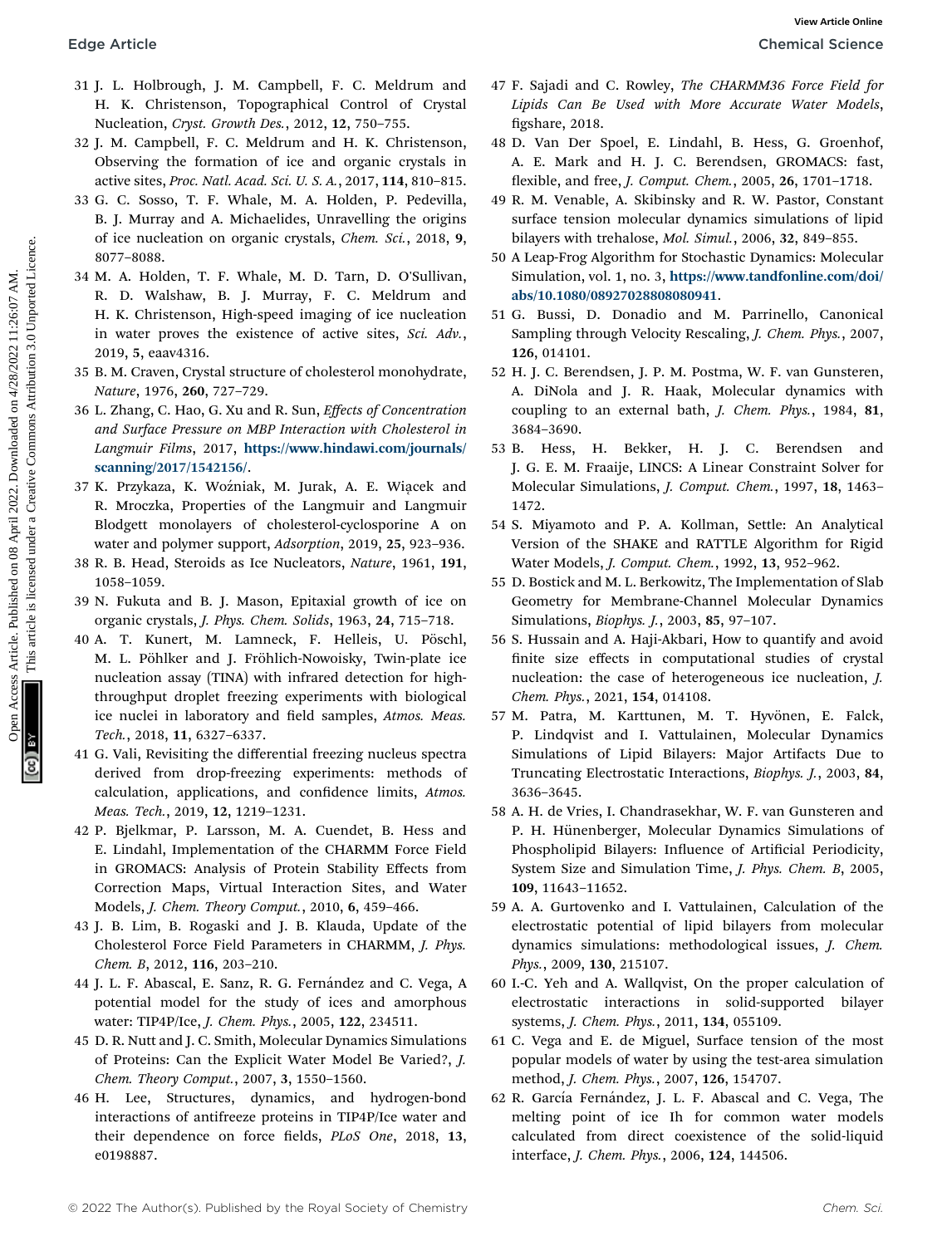31 J. L. Holbrough, J. M. Campbell, F. C. Meldrum and H. K. Christenson, Topographical Control of Crystal Nucleation, *Cryst. Growth Des.*, 2012, **12**, 750–755.

32 J. M. Campbell, F. C. Meldrum and H. K. Christenson, Observing the formation of ice and organic crystals in active sites, *Proc. Natl. Acad. Sci. U. S. A.*, 2017, **114**, 810–815.

33 G. C. Sosso, T. F. Whale, M. A. Holden, P. Pedevilla, B. J. Murray and A. Michaelides, Unravelling the origins of ice nucleation on organic crystals, *Chem. Sci.*, 2018, **9**, 8077–8088.

34 M. A. Holden, T. F. Whale, M. D. Tarn, D. O'Sullivan, R. D. Walshaw, B. J. Murray, F. C. Meldrum and H. K. Christenson, High-speed imaging of ice nucleation in water proves the existence of active sites, *Sci. Adv.*, 2019, **5**, eaav4316.

35 B. M. Craven, Crystal structure of cholesterol monohydrate, *Nature*, 1976, **260**, 727–729.

36 L. Zhang, C. Hao, G. Xu and R. Sun, *Effects of Concentration and Surface Pressure on MBP Interaction with Cholesterol in Langmuir Films*, 2017, **https://www.hindawi.com/journals/scanning/2017/1542156/**.

37 K. Przykaza, K. Woźniak, M. Jurak, A. E. Wiącek and R. Mroczka, Properties of the Langmuir and Langmuir Blodgett monolayers of cholesterol-cyclosporine A on water and polymer support, *Adsorption*, 2019, **25**, 923–936.

38 R. B. Head, Steroids as Ice Nucleators, *Nature*, 1961, **191**, 1058–1059.

39 N. Fukuta and B. J. Mason, Epitaxial growth of ice on organic crystals, *J. Phys. Chem. Solids*, 1963, **24**, 715–718.

40 A. T. Kunert, M. Lamneck, F. Helleis, U. Pöschl, M. L. Pöhlker and J. Fröhlich-Nowoisky, Twin-plate ice nucleation assay (TINA) with infrared detection for high-throughput droplet freezing experiments with biological ice nuclei in laboratory and field samples, *Atmos. Meas. Tech.*, 2018, **11**, 6327–6337.

41 G. Vali, Revisiting the differential freezing nucleus spectra derived from drop-freezing experiments: methods of calculation, applications, and confidence limits, *Atmos. Meas. Tech.*, 2019, **12**, 1219–1231.

42 P. Bjelkmar, P. Larsson, M. A. Cuendet, B. Hess and E. Lindahl, Implementation of the CHARMM Force Field in GROMACS: Analysis of Protein Stability Effects from Correction Maps, Virtual Interaction Sites, and Water Models, *J. Chem. Theory Comput.*, 2010, **6**, 459–466.

43 J. B. Lim, B. Rogaski and J. B. Klauda, Update of the Cholesterol Force Field Parameters in CHARMM, *J. Phys. Chem. B*, 2012, **116**, 203–210.

44 J. L. F. Abascal, E. Sanz, R. G. Fernández and C. Vega, A potential model for the study of ices and amorphous water: TIP4P/Ice, *J. Chem. Phys.*, 2005, **122**, 234511.

45 D. R. Nutt and J. C. Smith, Molecular Dynamics Simulations of Proteins: Can the Explicit Water Model Be Varied?, *J. Chem. Theory Comput.*, 2007, **3**, 1550–1560.

46 H. Lee, Structures, dynamics, and hydrogen-bond interactions of antifreeze proteins in TIP4P/Ice water and their dependence on force fields, *PLoS One*, 2018, **13**, e0198887.

47 F. Sajadi and C. Rowley, *The CHARMM36 Force Field for Lipids Can Be Used with More Accurate Water Models*, figshare, 2018.

48 D. Van Der Spoel, E. Lindahl, B. Hess, G. Groenhof, A. E. Mark and H. J. C. Berendsen, GROMACS: fast, flexible, and free, *J. Comput. Chem.*, 2005, **26**, 1701–1718.

49 R. M. Venable, A. Skibinsky and R. W. Pastor, Constant surface tension molecular dynamics simulations of lipid bilayers with trehalose, *Mol. Simul.*, 2006, **32**, 849–855.

50 A Leap-Frog Algorithm for Stochastic Dynamics: Molecular Simulation, vol. 1, no. 3, **https://www.tandfonline.com/doi/abs/10.1080/08927028808080941**.

51 G. Bussi, D. Donadio and M. Parrinello, Canonical Sampling through Velocity Rescaling, *J. Chem. Phys.*, 2007, **126**, 014101.

52 H. J. C. Berendsen, J. P. M. Postma, W. F. van Gunsteren, A. DiNola and J. R. Haak, Molecular dynamics with coupling to an external bath, *J. Chem. Phys.*, 1984, **81**, 3684–3690.

53 B. Hess, H. Bekker, H. J. C. Berendsen and J. G. E. M. Fraaije, LINCS: A Linear Constraint Solver for Molecular Simulations, *J. Comput. Chem.*, 1997, **18**, 1463–1472.

54 S. Miyamoto and P. A. Kollman, Settle: An Analytical Version of the SHAKE and RATTLE Algorithm for Rigid Water Models, *J. Comput. Chem.*, 1992, **13**, 952–962.

55 D. Bostick and M. L. Berkowitz, The Implementation of Slab Geometry for Membrane-Channel Molecular Dynamics Simulations, *Biophys. J.*, 2003, **85**, 97–107.

56 S. Hussain and A. Haji-Akbari, How to quantify and avoid finite size effects in computational studies of crystal nucleation: the case of heterogeneous ice nucleation, *J. Chem. Phys.*, 2021, **154**, 014108.

57 M. Patra, M. Karttunen, M. T. Hyvönen, E. Falck, P. Lindqvist and I. Vattulainen, Molecular Dynamics Simulations of Lipid Bilayers: Major Artifacts Due to Truncating Electrostatic Interactions, *Biophys. J.*, 2003, **84**, 3636–3645.

58 A. H. de Vries, I. Chandrasekhar, W. F. van Gunsteren and P. H. Hünenberger, Molecular Dynamics Simulations of Phospholipid Bilayers: Influence of Artificial Periodicity, System Size and Simulation Time, *J. Phys. Chem. B*, 2005, **109**, 11643–11652.

59 A. A. Gurtovenko and I. Vattulainen, Calculation of the electrostatic potential of lipid bilayers from molecular dynamics simulations: methodological issues, *J. Chem. Phys.*, 2009, **130**, 215107.

60 I.-C. Yeh and A. Wallqvist, On the proper calculation of electrostatic interactions in solid-supported bilayer systems, *J. Chem. Phys.*, 2011, **134**, 055109.

61 C. Vega and E. de Miguel, Surface tension of the most popular models of water by using the test-area simulation method, *J. Chem. Phys.*, 2007, **126**, 154707.

62 R. García Fernández, J. L. F. Abascal and C. Vega, The melting point of ice Ih for common water models calculated from direct coexistence of the solid-liquid interface, *J. Chem. Phys.*, 2006, **124**, 144506.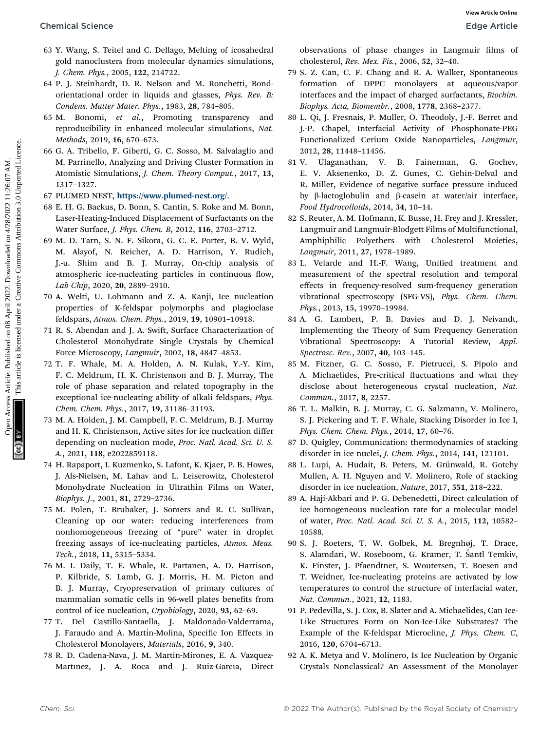63 Y. Wang, S. Teitel and C. Dellago, Melting of icosahedral gold nanoclusters from molecular dynamics simulations, *J. Chem. Phys.*, 2005, **122**, 214722.

64 P. J. Steinhardt, D. R. Nelson and M. Ronchetti, Bond-orientational order in liquids and glasses, *Phys. Rev. B: Condens. Matter Mater. Phys.*, 1983, **28**, 784–805.

65 M. Bonomi, *et al.*, Promoting transparency and reproducibility in enhanced molecular simulations, *Nat. Methods*, 2019, **16**, 670–673.

66 G. A. Tribello, F. Giberti, G. C. Sosso, M. Salvalaglio and M. Parrinello, Analyzing and Driving Cluster Formation in Atomistic Simulations, *J. Chem. Theory Comput.*, 2017, **13**, 1317–1327.

67 PLUMED NEST, https://www.plumed-nest.org/.

68 E. H. G. Backus, D. Bonn, S. Cantin, S. Roke and M. Bonn, Laser-Heating-Induced Displacement of Surfactants on the Water Surface, *J. Phys. Chem. B*, 2012, **116**, 2703–2712.

69 M. D. Tarn, S. N. F. Sikora, G. C. E. Porter, B. V. Wyld, M. Alayof, N. Reicher, A. D. Harrison, Y. Rudich, J.-u. Shim and B. J. Murray, On-chip analysis of atmospheric ice-nucleating particles in continuous flow, *Lab Chip*, 2020, **20**, 2889–2910.

70 A. Welti, U. Lohmann and Z. A. Kanji, Ice nucleation properties of K-feldspar polymorphs and plagioclase feldspars, *Atmos. Chem. Phys.*, 2019, **19**, 10901–10918.

71 R. S. Abendan and J. A. Swift, Surface Characterization of Cholesterol Monohydrate Single Crystals by Chemical Force Microscopy, *Langmuir*, 2002, **18**, 4847–4853.

72 T. F. Whale, M. A. Holden, A. N. Kulak, Y.-Y. Kim, F. C. Meldrum, H. K. Christenson and B. J. Murray, The role of phase separation and related topography in the exceptional ice-nucleating ability of alkali feldspars, *Phys. Chem. Chem. Phys.*, 2017, **19**, 31186–31193.

73 M. A. Holden, J. M. Campbell, F. C. Meldrum, B. J. Murray and H. K. Christenson, Active sites for ice nucleation differ depending on nucleation mode, *Proc. Natl. Acad. Sci. U. S. A.*, 2021, **118**, e2022859118.

74 H. Rapaport, I. Kuzmenko, S. Lafont, K. Kjaer, P. B. Howes, J. Als-Nielsen, M. Lahav and L. Leiserowitz, Cholesterol Monohydrate Nucleation in Ultrathin Films on Water, *Biophys. J.*, 2001, **81**, 2729–2736.

75 M. Polen, T. Brubaker, J. Somers and R. C. Sullivan, Cleaning up our water: reducing interferences from nonhomogeneous freezing of "pure" water in droplet freezing assays of ice-nucleating particles, *Atmos. Meas. Tech.*, 2018, **11**, 5315–5334.

76 M. I. Daily, T. F. Whale, R. Partanen, A. D. Harrison, P. Kilbride, S. Lamb, G. J. Morris, H. M. Picton and B. J. Murray, Cryopreservation of primary cultures of mammalian somatic cells in 96-well plates benefits from control of ice nucleation, *Cryobiology*, 2020, **93**, 62–69.

77 T. Del Castillo-Santaella, J. Maldonado-Valderrama, J. Faraudo and A. Martín-Molina, Specific Ion Effects in Cholesterol Monolayers, *Materials*, 2016, **9**, 340.

78 R. D. Cadena-Nava, J. M. Martin-Mirones, E. A. Vazquez-Martınez, J. A. Roca and J. Ruiz-Garcıa, Direct observations of phase changes in Langmuir films of cholesterol, *Rev. Mex. Fis.*, 2006, **52**, 32–40.

79 S. Z. Can, C. F. Chang and R. A. Walker, Spontaneous formation of DPPC monolayers at aqueous/vapor interfaces and the impact of charged surfactants, *Biochim. Biophys. Acta, Biomembr.*, 2008, **1778**, 2368–2377.

80 L. Qi, J. Fresnais, P. Muller, O. Theodoly, J.-F. Berret and J.-P. Chapel, Interfacial Activity of Phosphonate-PEG Functionalized Cerium Oxide Nanoparticles, *Langmuir*, 2012, **28**, 11448–11456.

81 V. Ulaganathan, V. B. Fainerman, G. Gochev, E. V. Aksenenko, D. Z. Gunes, C. Gehin-Delval and R. Miller, Evidence of negative surface pressure induced by β-lactoglobulin and β-casein at water/air interface, *Food Hydrocolloids*, 2014, **34**, 10–14.

82 S. Reuter, A. M. Hofmann, K. Busse, H. Frey and J. Kressler, Langmuir and Langmuir-Blodgett Films of Multifunctional, Amphiphilic Polyethers with Cholesterol Moieties, *Langmuir*, 2011, **27**, 1978–1989.

83 L. Velarde and H.-F. Wang, Unified treatment and measurement of the spectral resolution and temporal effects in frequency-resolved sum-frequency generation vibrational spectroscopy (SFG-VS), *Phys. Chem. Chem. Phys.*, 2013, **15**, 19970–19984.

84 A. G. Lambert, P. B. Davies and D. J. Neivandt, Implementing the Theory of Sum Frequency Generation Vibrational Spectroscopy: A Tutorial Review, *Appl. Spectrosc. Rev.*, 2007, **40**, 103–145.

85 M. Fitzner, G. C. Sosso, F. Pietrucci, S. Pipolo and A. Michaelides, Pre-critical fluctuations and what they disclose about heterogeneous crystal nucleation, *Nat. Commun.*, 2017, **8**, 2257.

86 T. L. Malkin, B. J. Murray, C. G. Salzmann, V. Molinero, S. J. Pickering and T. F. Whale, Stacking Disorder in Ice I, *Phys. Chem. Chem. Phys.*, 2014, **17**, 60–76.

87 D. Quigley, Communication: thermodynamics of stacking disorder in ice nuclei, *J. Chem. Phys.*, 2014, **141**, 121101.

88 L. Lupi, A. Hudait, B. Peters, M. Grünwald, R. Gotchy Mullen, A. H. Nguyen and V. Molinero, Role of stacking disorder in ice nucleation, *Nature*, 2017, **551**, 218–222.

89 A. Haji-Akbari and P. G. Debenedetti, Direct calculation of ice homogeneous nucleation rate for a molecular model of water, *Proc. Natl. Acad. Sci. U. S. A.*, 2015, **112**, 10582–10588.

90 S. J. Roeters, T. W. Golbek, M. Bregnhøj, T. Drace, S. Alamdari, W. Roseboom, G. Kramer, T. Šantl Temkiv, K. Finster, J. Pfaendtner, S. Woutersen, T. Boesen and T. Weidner, Ice-nucleating proteins are activated by low temperatures to control the structure of interfacial water, *Nat. Commun.*, 2021, **12**, 1183.

91 P. Pedevilla, S. J. Cox, B. Slater and A. Michaelides, Can Ice-Like Structures Form on Non-Ice-Like Substrates? The Example of the K-feldspar Microcline, *J. Phys. Chem. C*, 2016, **120**, 6704–6713.

92 A. K. Metya and V. Molinero, Is Ice Nucleation by Organic Crystals Nonclassical? An Assessment of the Monolayer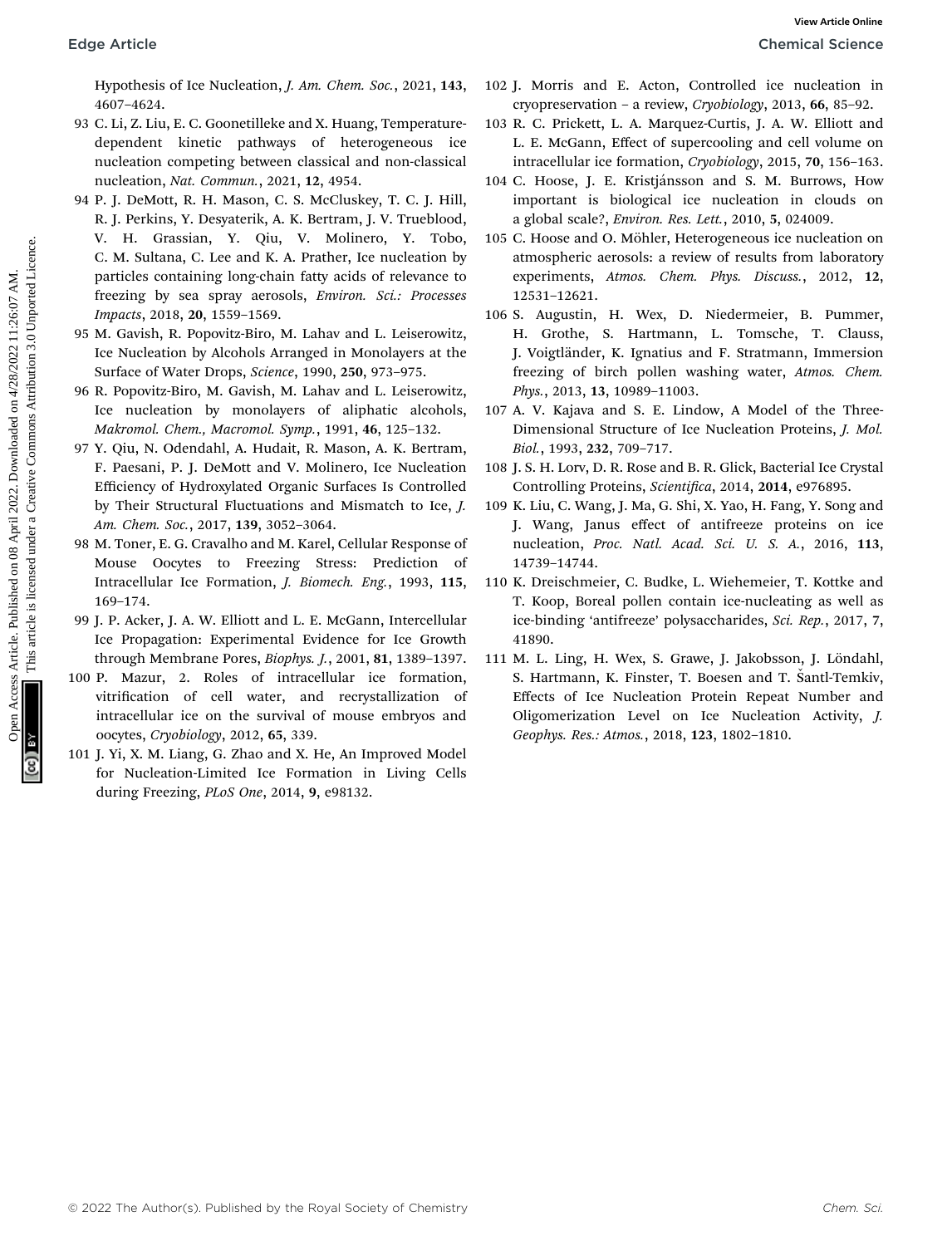Hypothesis of Ice Nucleation, *J. Am. Chem. Soc.*, 2021, **143**, 4607–4624.

93 C. Li, Z. Liu, E. C. Goonetilleke and X. Huang, Temperature-dependent kinetic pathways of heterogeneous ice nucleation competing between classical and non-classical nucleation, *Nat. Commun.*, 2021, **12**, 4954.

94 P. J. DeMott, R. H. Mason, C. S. McCluskey, T. C. J. Hill, R. J. Perkins, Y. Desyaterik, A. K. Bertram, J. V. Trueblood, V. H. Grassian, Y. Qiu, V. Molinero, Y. Tobo, C. M. Sultana, C. Lee and K. A. Prather, Ice nucleation by particles containing long-chain fatty acids of relevance to freezing by sea spray aerosols, *Environ. Sci.: Processes Impacts*, 2018, **20**, 1559–1569.

95 M. Gavish, R. Popovitz-Biro, M. Lahav and L. Leiserowitz, Ice Nucleation by Alcohols Arranged in Monolayers at the Surface of Water Drops, *Science*, 1990, **250**, 973–975.

96 R. Popovitz-Biro, M. Gavish, M. Lahav and L. Leiserowitz, Ice nucleation by monolayers of aliphatic alcohols, *Makromol. Chem., Macromol. Symp.*, 1991, **46**, 125–132.

97 Y. Qiu, N. Odendahl, A. Hudait, R. Mason, A. K. Bertram, F. Paesani, P. J. DeMott and V. Molinero, Ice Nucleation Efficiency of Hydroxylated Organic Surfaces Is Controlled by Their Structural Fluctuations and Mismatch to Ice, *J. Am. Chem. Soc.*, 2017, **139**, 3052–3064.

98 M. Toner, E. G. Cravalho and M. Karel, Cellular Response of Mouse Oocytes to Freezing Stress: Prediction of Intracellular Ice Formation, *J. Biomech. Eng.*, 1993, **115**, 169–174.

99 J. P. Acker, J. A. W. Elliott and L. E. McGann, Intercellular Ice Propagation: Experimental Evidence for Ice Growth through Membrane Pores, *Biophys. J.*, 2001, **81**, 1389–1397.

100 P. Mazur, 2. Roles of intracellular ice formation, vitrification of cell water, and recrystallization of intracellular ice on the survival of mouse embryos and oocytes, *Cryobiology*, 2012, **65**, 339.

101 J. Yi, X. M. Liang, G. Zhao and X. He, An Improved Model for Nucleation-Limited Ice Formation in Living Cells during Freezing, *PLoS One*, 2014, **9**, e98132.

102 J. Morris and E. Acton, Controlled ice nucleation in cryopreservation – a review, *Cryobiology*, 2013, **66**, 85–92.

103 R. C. Prickett, L. A. Marquez-Curtis, J. A. W. Elliott and L. E. McGann, Effect of supercooling and cell volume on intracellular ice formation, *Cryobiology*, 2015, **70**, 156–163.

104 C. Hoose, J. E. Kristjánsson and S. M. Burrows, How important is biological ice nucleation in clouds on a global scale?, *Environ. Res. Lett.*, 2010, **5**, 024009.

105 C. Hoose and O. Möhler, Heterogeneous ice nucleation on atmospheric aerosols: a review of results from laboratory experiments, *Atmos. Chem. Phys. Discuss.*, 2012, **12**, 12531–12621.

106 S. Augustin, H. Wex, D. Niedermeier, B. Pummer, H. Grothe, S. Hartmann, L. Tomsche, T. Clauss, J. Voigtländer, K. Ignatius and F. Stratmann, Immersion freezing of birch pollen washing water, *Atmos. Chem. Phys.*, 2013, **13**, 10989–11003.

107 A. V. Kajava and S. E. Lindow, A Model of the Three-Dimensional Structure of Ice Nucleation Proteins, *J. Mol. Biol.*, 1993, **232**, 709–717.

108 J. S. H. Lorv, D. R. Rose and B. R. Glick, Bacterial Ice Crystal Controlling Proteins, *Scientifica*, 2014, **2014**, e976895.

109 K. Liu, C. Wang, J. Ma, G. Shi, X. Yao, H. Fang, Y. Song and J. Wang, Janus effect of antifreeze proteins on ice nucleation, *Proc. Natl. Acad. Sci. U. S. A.*, 2016, **113**, 14739–14744.

110 K. Dreischmeier, C. Budke, L. Wiehemeier, T. Kottke and T. Koop, Boreal pollen contain ice-nucleating as well as ice-binding 'antifreeze' polysaccharides, *Sci. Rep.*, 2017, **7**, 41890.

111 M. L. Ling, H. Wex, S. Grawe, J. Jakobsson, J. Löndahl, S. Hartmann, K. Finster, T. Boesen and T. Šantl-Temkiv, Effects of Ice Nucleation Protein Repeat Number and Oligomerization Level on Ice Nucleation Activity, *J. Geophys. Res.: Atmos.*, 2018, **123**, 1802–1810.